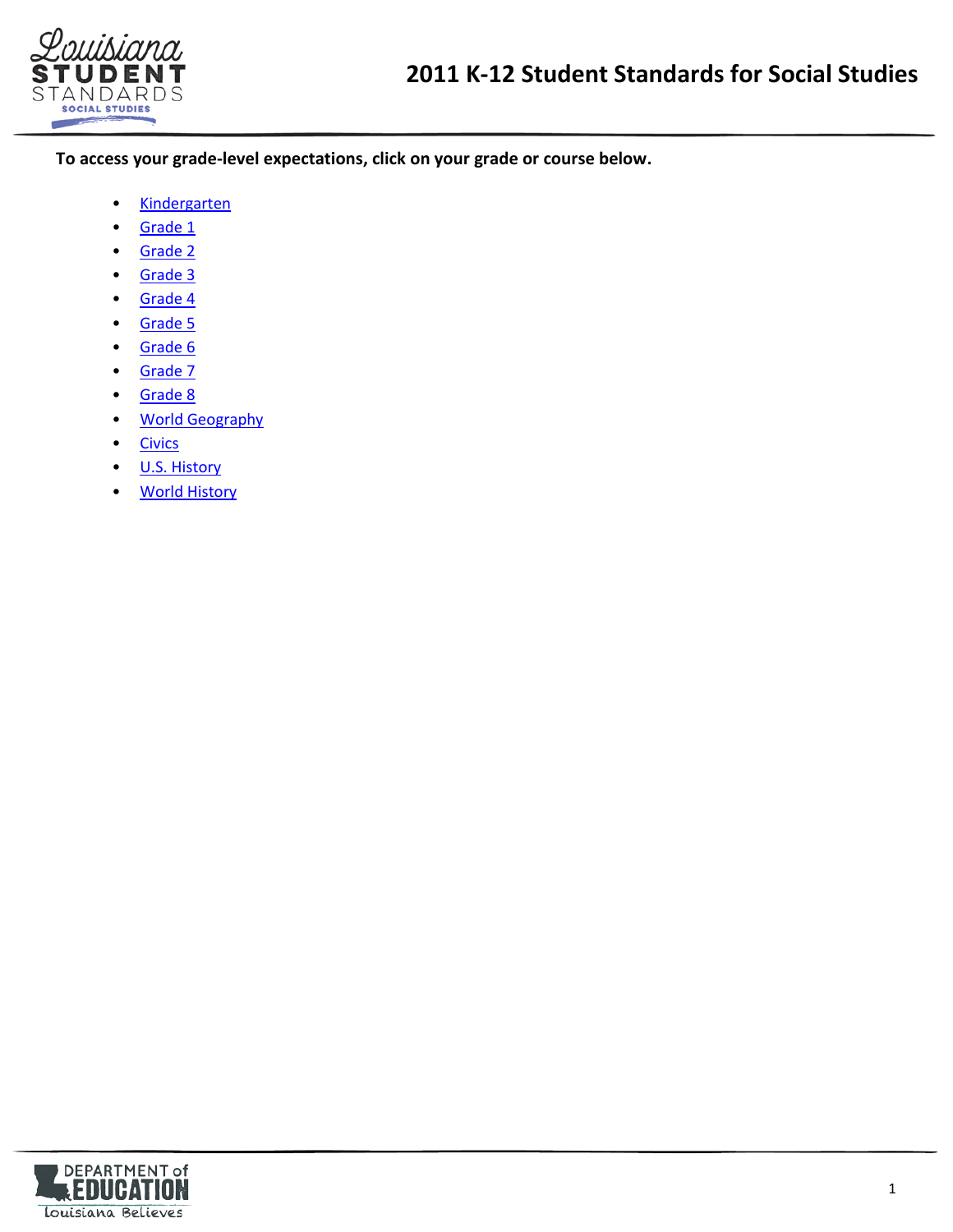# 2011 K-12 Student Standards for Social Studies

**To access your grade-level expectations, click on your grade or course below.**

- Kindergarten
- Grade 1
- Grade 2
- Grade 3
- Grade 4
- Grade 5
- Grade 6
- Grade 7
- Grade 8
- World Geography
- Civics
- U.S. History
- World History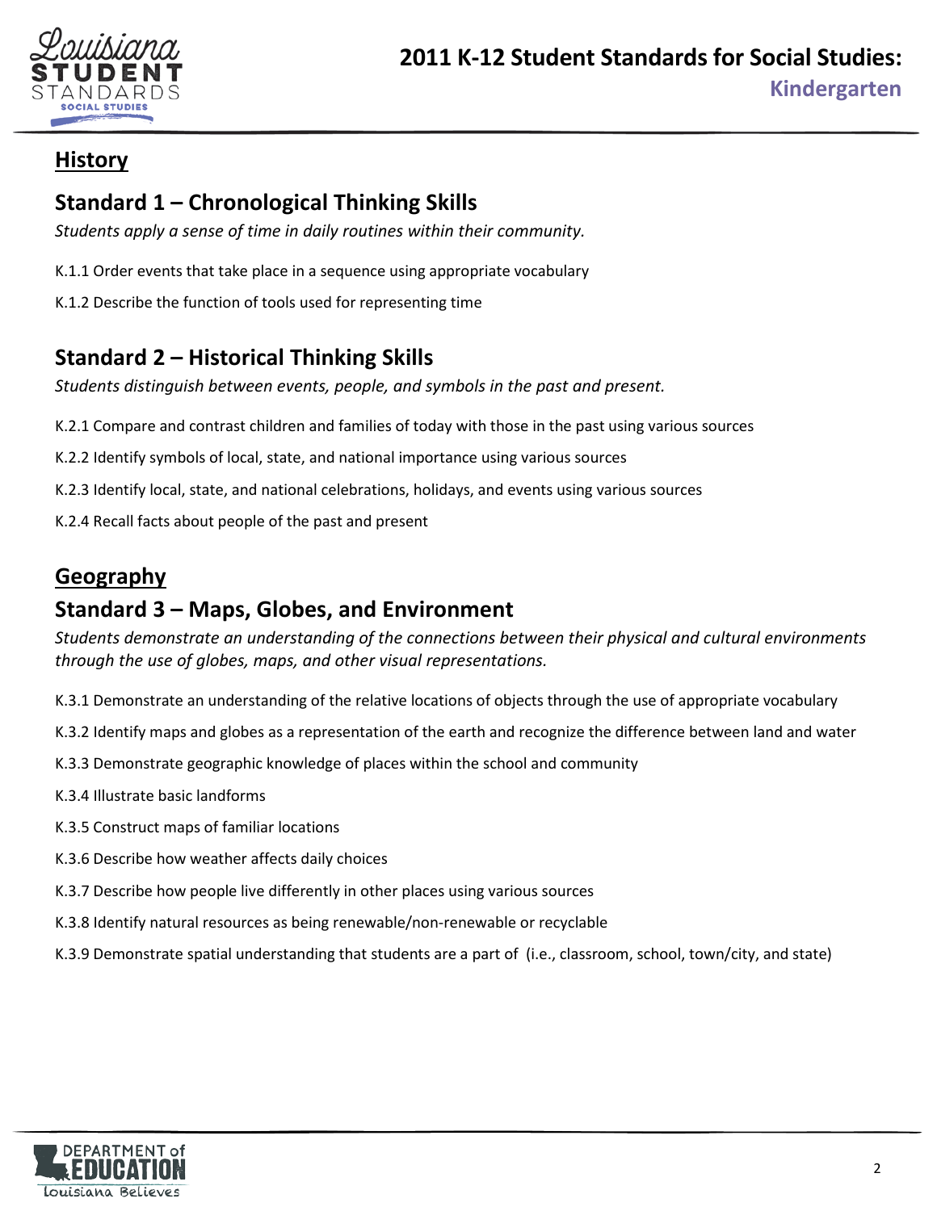## History

### Standard 1 – Chronological Thinking Skills

*Students apply a sense of time in daily routines within their community.*

K.1.1 Order events that take place in a sequence using appropriate vocabulary

K.1.2 Describe the function of tools used for representing time

### Standard 2 – Historical Thinking Skills

*Students distinguish between events, people, and symbols in the past and present.*

K.2.1 Compare and contrast children and families of today with those in the past using various sources

K.2.2 Identify symbols of local, state, and national importance using various sources

K.2.3 Identify local, state, and national celebrations, holidays, and events using various sources

K.2.4 Recall facts about people of the past and present

## Geography

### Standard 3 – Maps, Globes, and Environment

*Students demonstrate an understanding of the connections between their physical and cultural environments through the use of globes, maps, and other visual representations.*

K.3.1 Demonstrate an understanding of the relative locations of objects through the use of appropriate vocabulary

K.3.2 Identify maps and globes as a representation of the earth and recognize the difference between land and water

K.3.3 Demonstrate geographic knowledge of places within the school and community

K.3.4 Illustrate basic landforms

K.3.5 Construct maps of familiar locations

K.3.6 Describe how weather affects daily choices

K.3.7 Describe how people live differently in other places using various sources

K.3.8 Identify natural resources as being renewable/non-renewable or recyclable

K.3.9 Demonstrate spatial understanding that students are a part of (i.e., classroom, school, town/city, and state)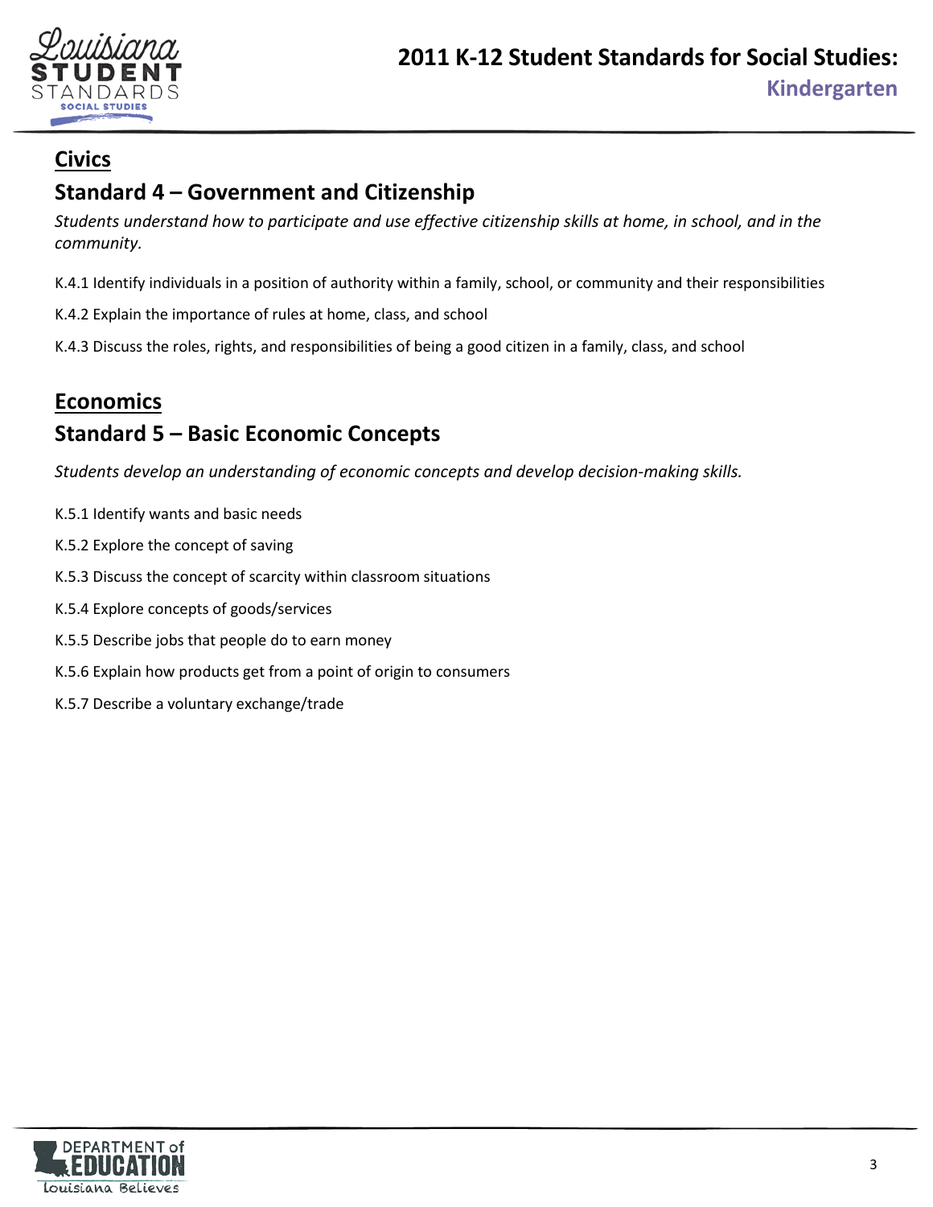## Civics

### Standard 4 – Government and Citizenship

*Students understand how to participate and use effective citizenship skills at home, in school, and in the community.*

K.4.1 Identify individuals in a position of authority within a family, school, or community and their responsibilities

K.4.2 Explain the importance of rules at home, class, and school

K.4.3 Discuss the roles, rights, and responsibilities of being a good citizen in a family, class, and school

## Economics

### Standard 5 – Basic Economic Concepts

*Students develop an understanding of economic concepts and develop decision-making skills.*

K.5.1 Identify wants and basic needs

K.5.2 Explore the concept of saving

K.5.3 Discuss the concept of scarcity within classroom situations

K.5.4 Explore concepts of goods/services

K.5.5 Describe jobs that people do to earn money

K.5.6 Explain how products get from a point of origin to consumers

K.5.7 Describe a voluntary exchange/trade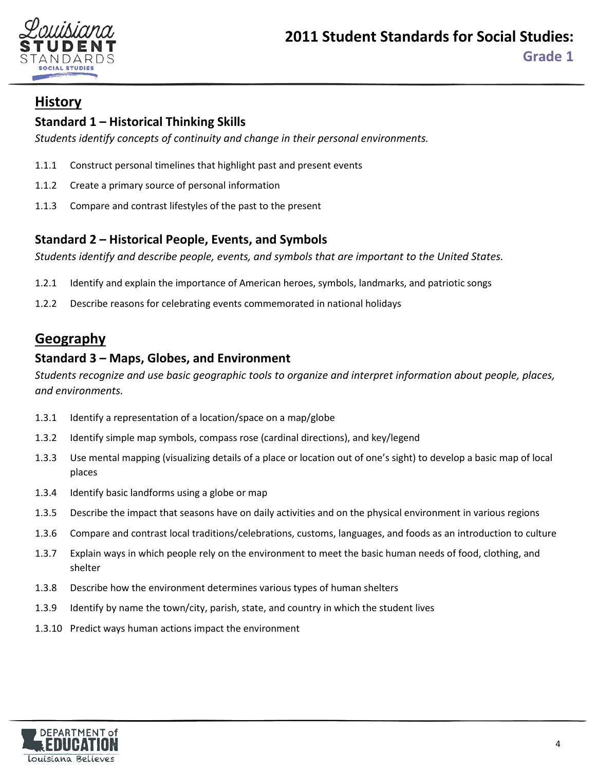# 2011 Student Standards for Social Studies: Grade 1

## History

### Standard 1 – Historical Thinking Skills

*Students identify concepts of continuity and change in their personal environments.*

1.1.1 Construct personal timelines that highlight past and present events

1.1.2 Create a primary source of personal information

1.1.3 Compare and contrast lifestyles of the past to the present

### Standard 2 – Historical People, Events, and Symbols

*Students identify and describe people, events, and symbols that are important to the United States.*

1.2.1 Identify and explain the importance of American heroes, symbols, landmarks, and patriotic songs

1.2.2 Describe reasons for celebrating events commemorated in national holidays

## Geography

### Standard 3 – Maps, Globes, and Environment

*Students recognize and use basic geographic tools to organize and interpret information about people, places, and environments.*

1.3.1 Identify a representation of a location/space on a map/globe

1.3.2 Identify simple map symbols, compass rose (cardinal directions), and key/legend

1.3.3 Use mental mapping (visualizing details of a place or location out of one's sight) to develop a basic map of local places

1.3.4 Identify basic landforms using a globe or map

1.3.5 Describe the impact that seasons have on daily activities and on the physical environment in various regions

1.3.6 Compare and contrast local traditions/celebrations, customs, languages, and foods as an introduction to culture

1.3.7 Explain ways in which people rely on the environment to meet the basic human needs of food, clothing, and shelter

1.3.8 Describe how the environment determines various types of human shelters

1.3.9 Identify by name the town/city, parish, state, and country in which the student lives

1.3.10 Predict ways human actions impact the environment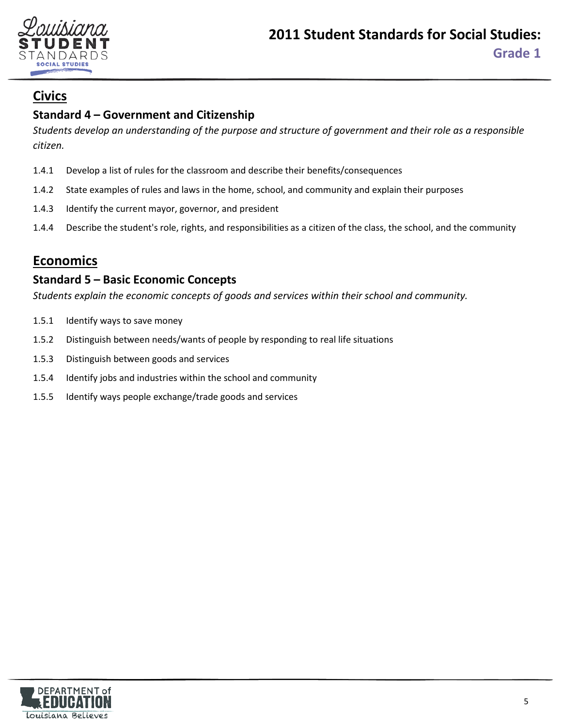## Civics

### Standard 4 – Government and Citizenship

*Students develop an understanding of the purpose and structure of government and their role as a responsible citizen.*

1.4.1 Develop a list of rules for the classroom and describe their benefits/consequences

1.4.2 State examples of rules and laws in the home, school, and community and explain their purposes

1.4.3 Identify the current mayor, governor, and president

1.4.4 Describe the student's role, rights, and responsibilities as a citizen of the class, the school, and the community

## Economics

### Standard 5 – Basic Economic Concepts

*Students explain the economic concepts of goods and services within their school and community.*

1.5.1 Identify ways to save money

1.5.2 Distinguish between needs/wants of people by responding to real life situations

1.5.3 Distinguish between goods and services

1.5.4 Identify jobs and industries within the school and community

1.5.5 Identify ways people exchange/trade goods and services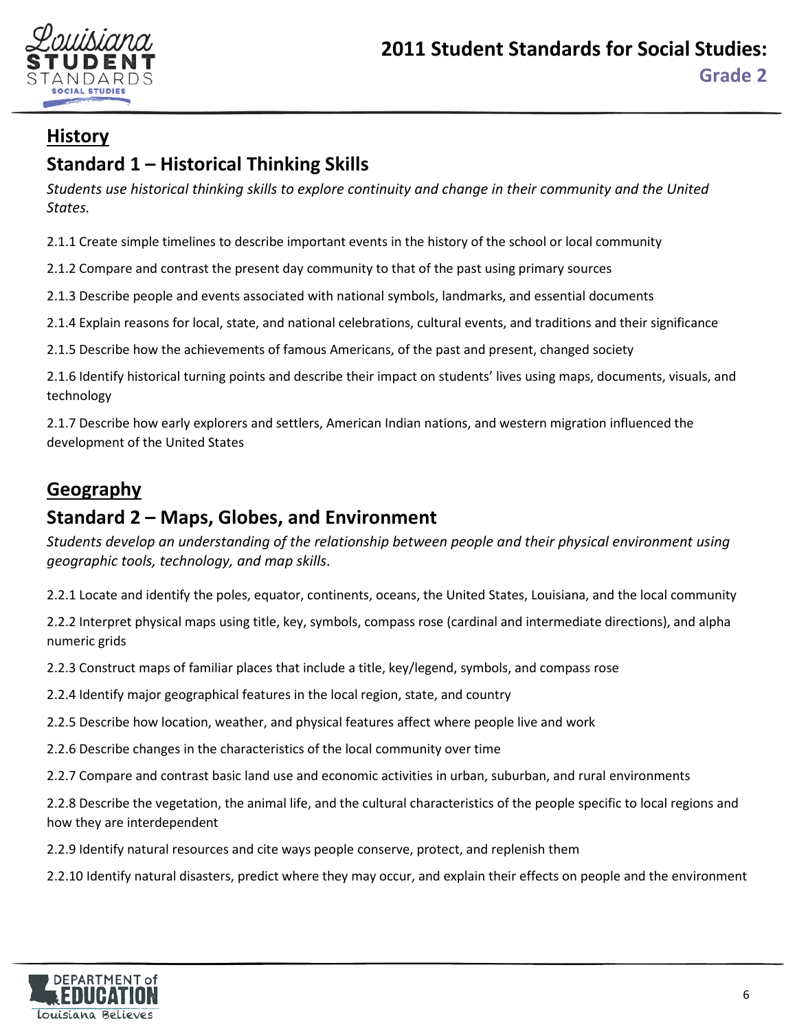## History

### Standard 1 – Historical Thinking Skills

*Students use historical thinking skills to explore continuity and change in their community and the United States.*

2.1.1 Create simple timelines to describe important events in the history of the school or local community

2.1.2 Compare and contrast the present day community to that of the past using primary sources

2.1.3 Describe people and events associated with national symbols, landmarks, and essential documents

2.1.4 Explain reasons for local, state, and national celebrations, cultural events, and traditions and their significance

2.1.5 Describe how the achievements of famous Americans, of the past and present, changed society

2.1.6 Identify historical turning points and describe their impact on students' lives using maps, documents, visuals, and technology

2.1.7 Describe how early explorers and settlers, American Indian nations, and western migration influenced the development of the United States

## Geography

### Standard 2 – Maps, Globes, and Environment

*Students develop an understanding of the relationship between people and their physical environment using geographic tools, technology, and map skills.*

2.2.1 Locate and identify the poles, equator, continents, oceans, the United States, Louisiana, and the local community

2.2.2 Interpret physical maps using title, key, symbols, compass rose (cardinal and intermediate directions), and alpha numeric grids

2.2.3 Construct maps of familiar places that include a title, key/legend, symbols, and compass rose

2.2.4 Identify major geographical features in the local region, state, and country

2.2.5 Describe how location, weather, and physical features affect where people live and work

2.2.6 Describe changes in the characteristics of the local community over time

2.2.7 Compare and contrast basic land use and economic activities in urban, suburban, and rural environments

2.2.8 Describe the vegetation, the animal life, and the cultural characteristics of the people specific to local regions and how they are interdependent

2.2.9 Identify natural resources and cite ways people conserve, protect, and replenish them

2.2.10 Identify natural disasters, predict where they may occur, and explain their effects on people and the environment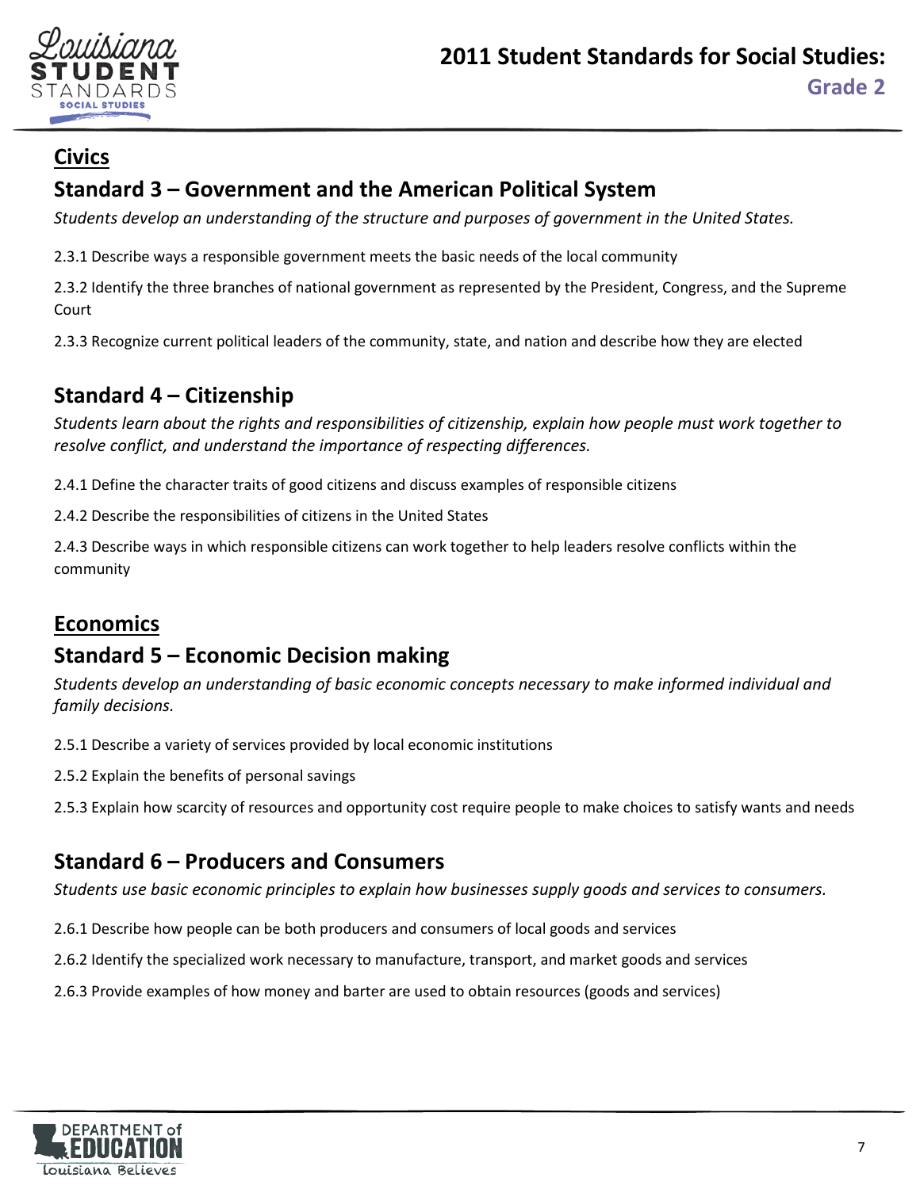## Civics

### Standard 3 – Government and the American Political System

*Students develop an understanding of the structure and purposes of government in the United States.*

2.3.1 Describe ways a responsible government meets the basic needs of the local community

2.3.2 Identify the three branches of national government as represented by the President, Congress, and the Supreme Court

2.3.3 Recognize current political leaders of the community, state, and nation and describe how they are elected

### Standard 4 – Citizenship

*Students learn about the rights and responsibilities of citizenship, explain how people must work together to resolve conflict, and understand the importance of respecting differences.*

2.4.1 Define the character traits of good citizens and discuss examples of responsible citizens

2.4.2 Describe the responsibilities of citizens in the United States

2.4.3 Describe ways in which responsible citizens can work together to help leaders resolve conflicts within the community

## Economics

### Standard 5 – Economic Decision making

*Students develop an understanding of basic economic concepts necessary to make informed individual and family decisions.*

2.5.1 Describe a variety of services provided by local economic institutions

2.5.2 Explain the benefits of personal savings

2.5.3 Explain how scarcity of resources and opportunity cost require people to make choices to satisfy wants and needs

### Standard 6 – Producers and Consumers

*Students use basic economic principles to explain how businesses supply goods and services to consumers.*

2.6.1 Describe how people can be both producers and consumers of local goods and services

2.6.2 Identify the specialized work necessary to manufacture, transport, and market goods and services

2.6.3 Provide examples of how money and barter are used to obtain resources (goods and services)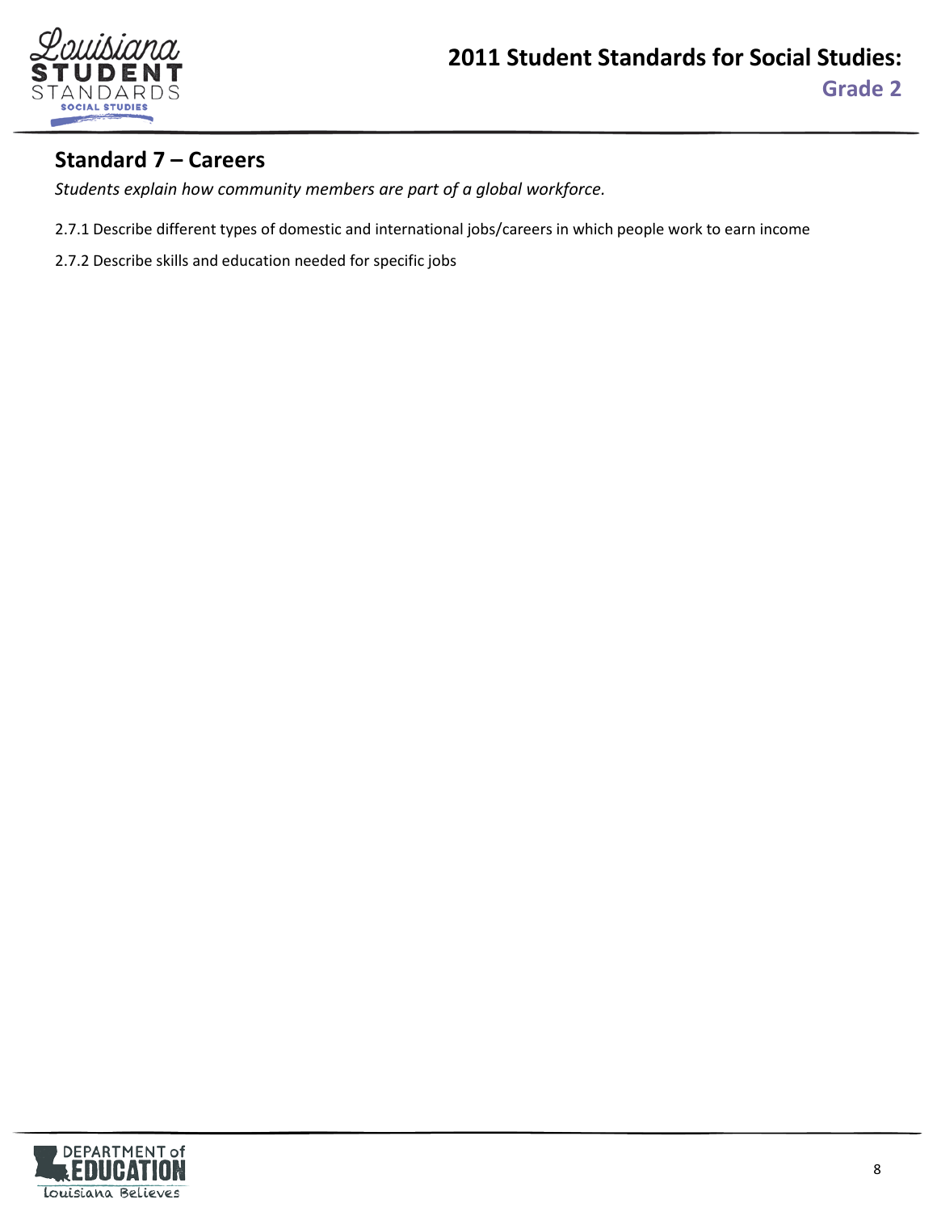## Standard 7 – Careers

*Students explain how community members are part of a global workforce.*

2.7.1 Describe different types of domestic and international jobs/careers in which people work to earn income

2.7.2 Describe skills and education needed for specific jobs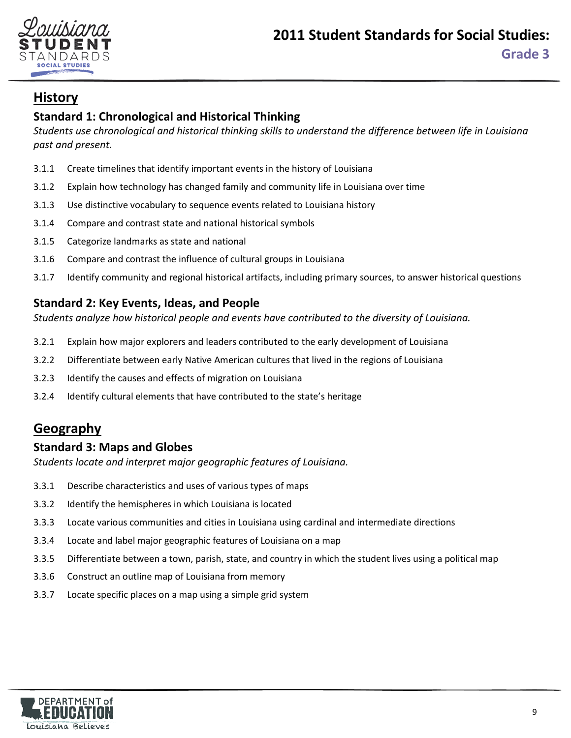# 2011 Student Standards for Social Studies: Grade 3

## History

### Standard 1: Chronological and Historical Thinking

*Students use chronological and historical thinking skills to understand the difference between life in Louisiana past and present.*

3.1.1 Create timelines that identify important events in the history of Louisiana

3.1.2 Explain how technology has changed family and community life in Louisiana over time

3.1.3 Use distinctive vocabulary to sequence events related to Louisiana history

3.1.4 Compare and contrast state and national historical symbols

3.1.5 Categorize landmarks as state and national

3.1.6 Compare and contrast the influence of cultural groups in Louisiana

3.1.7 Identify community and regional historical artifacts, including primary sources, to answer historical questions

### Standard 2: Key Events, Ideas, and People

*Students analyze how historical people and events have contributed to the diversity of Louisiana.*

3.2.1 Explain how major explorers and leaders contributed to the early development of Louisiana

3.2.2 Differentiate between early Native American cultures that lived in the regions of Louisiana

3.2.3 Identify the causes and effects of migration on Louisiana

3.2.4 Identify cultural elements that have contributed to the state's heritage

## Geography

### Standard 3: Maps and Globes

*Students locate and interpret major geographic features of Louisiana.*

3.3.1 Describe characteristics and uses of various types of maps

3.3.2 Identify the hemispheres in which Louisiana is located

3.3.3 Locate various communities and cities in Louisiana using cardinal and intermediate directions

3.3.4 Locate and label major geographic features of Louisiana on a map

3.3.5 Differentiate between a town, parish, state, and country in which the student lives using a political map

3.3.6 Construct an outline map of Louisiana from memory

3.3.7 Locate specific places on a map using a simple grid system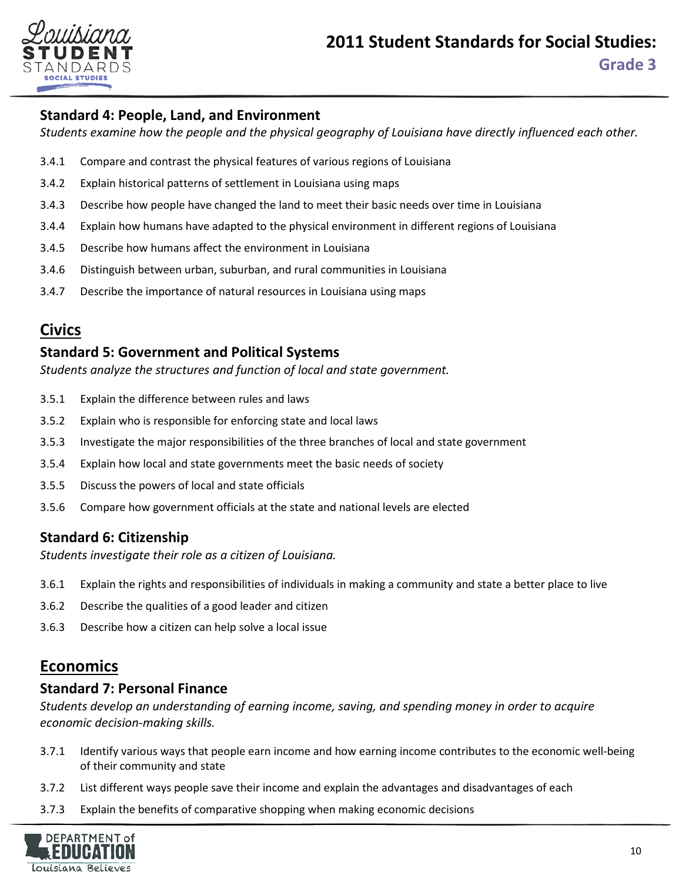### Standard 4: People, Land, and Environment

*Students examine how the people and the physical geography of Louisiana have directly influenced each other.*

- 3.4.1 Compare and contrast the physical features of various regions of Louisiana
- 3.4.2 Explain historical patterns of settlement in Louisiana using maps
- 3.4.3 Describe how people have changed the land to meet their basic needs over time in Louisiana
- 3.4.4 Explain how humans have adapted to the physical environment in different regions of Louisiana
- 3.4.5 Describe how humans affect the environment in Louisiana
- 3.4.6 Distinguish between urban, suburban, and rural communities in Louisiana
- 3.4.7 Describe the importance of natural resources in Louisiana using maps

## Civics

### Standard 5: Government and Political Systems

*Students analyze the structures and function of local and state government.*

- 3.5.1 Explain the difference between rules and laws
- 3.5.2 Explain who is responsible for enforcing state and local laws
- 3.5.3 Investigate the major responsibilities of the three branches of local and state government
- 3.5.4 Explain how local and state governments meet the basic needs of society
- 3.5.5 Discuss the powers of local and state officials
- 3.5.6 Compare how government officials at the state and national levels are elected

### Standard 6: Citizenship

*Students investigate their role as a citizen of Louisiana.*

- 3.6.1 Explain the rights and responsibilities of individuals in making a community and state a better place to live
- 3.6.2 Describe the qualities of a good leader and citizen
- 3.6.3 Describe how a citizen can help solve a local issue

## Economics

### Standard 7: Personal Finance

*Students develop an understanding of earning income, saving, and spending money in order to acquire economic decision-making skills.*

- 3.7.1 Identify various ways that people earn income and how earning income contributes to the economic well-being of their community and state
- 3.7.2 List different ways people save their income and explain the advantages and disadvantages of each
- 3.7.3 Explain the benefits of comparative shopping when making economic decisions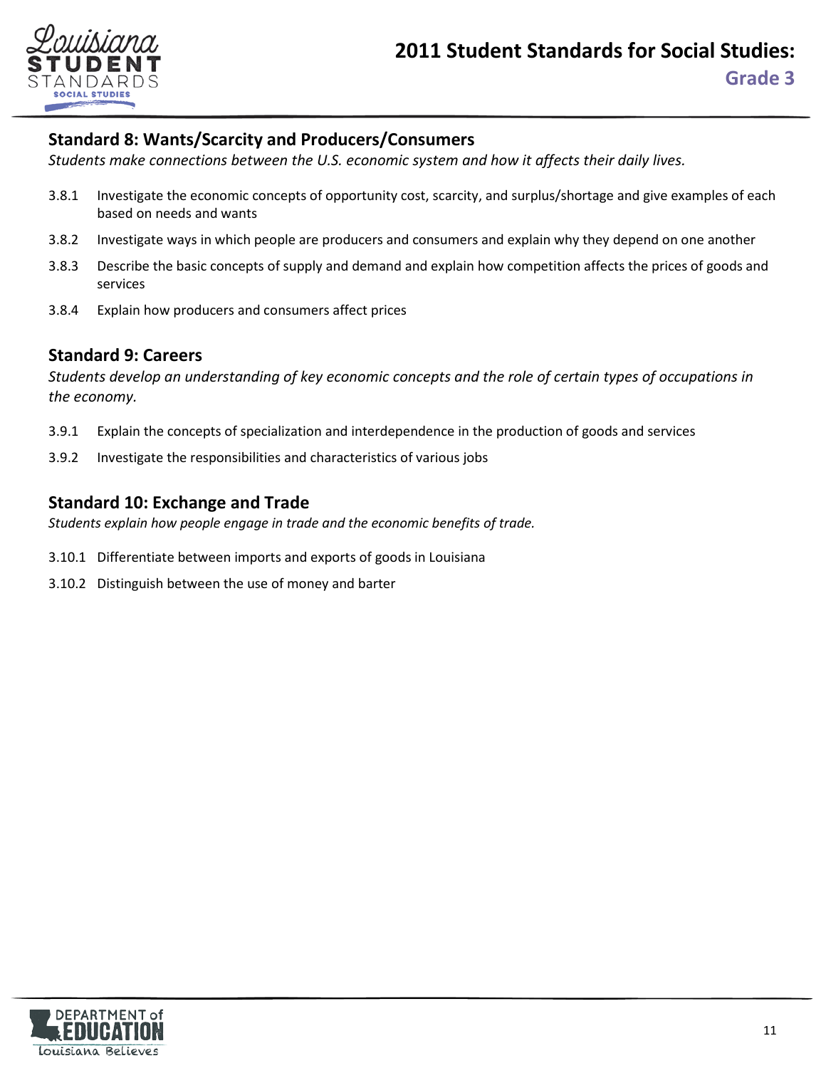## Standard 8: Wants/Scarcity and Producers/Consumers

*Students make connections between the U.S. economic system and how it affects their daily lives.*

- 3.8.1 Investigate the economic concepts of opportunity cost, scarcity, and surplus/shortage and give examples of each based on needs and wants
- 3.8.2 Investigate ways in which people are producers and consumers and explain why they depend on one another
- 3.8.3 Describe the basic concepts of supply and demand and explain how competition affects the prices of goods and services
- 3.8.4 Explain how producers and consumers affect prices

## Standard 9: Careers

*Students develop an understanding of key economic concepts and the role of certain types of occupations in the economy.*

- 3.9.1 Explain the concepts of specialization and interdependence in the production of goods and services
- 3.9.2 Investigate the responsibilities and characteristics of various jobs

## Standard 10: Exchange and Trade

*Students explain how people engage in trade and the economic benefits of trade.*

- 3.10.1 Differentiate between imports and exports of goods in Louisiana
- 3.10.2 Distinguish between the use of money and barter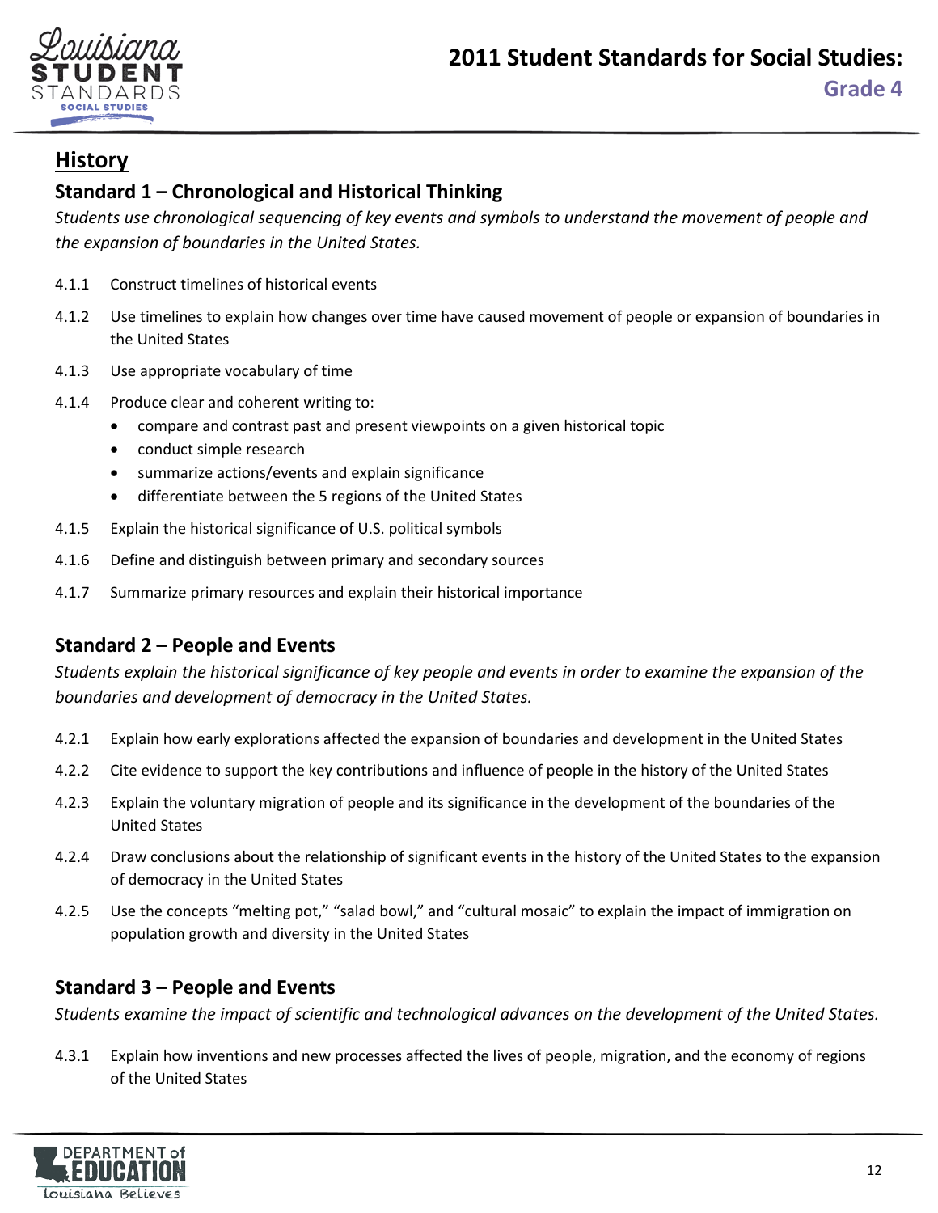## History

### Standard 1 – Chronological and Historical Thinking

*Students use chronological sequencing of key events and symbols to understand the movement of people and the expansion of boundaries in the United States.*

- 4.1.1 Construct timelines of historical events
- 4.1.2 Use timelines to explain how changes over time have caused movement of people or expansion of boundaries in the United States
- 4.1.3 Use appropriate vocabulary of time
- 4.1.4 Produce clear and coherent writing to:
  - compare and contrast past and present viewpoints on a given historical topic
  - conduct simple research
  - summarize actions/events and explain significance
  - differentiate between the 5 regions of the United States
- 4.1.5 Explain the historical significance of U.S. political symbols
- 4.1.6 Define and distinguish between primary and secondary sources
- 4.1.7 Summarize primary resources and explain their historical importance

### Standard 2 – People and Events

*Students explain the historical significance of key people and events in order to examine the expansion of the boundaries and development of democracy in the United States.*

- 4.2.1 Explain how early explorations affected the expansion of boundaries and development in the United States
- 4.2.2 Cite evidence to support the key contributions and influence of people in the history of the United States
- 4.2.3 Explain the voluntary migration of people and its significance in the development of the boundaries of the United States
- 4.2.4 Draw conclusions about the relationship of significant events in the history of the United States to the expansion of democracy in the United States
- 4.2.5 Use the concepts "melting pot," "salad bowl," and "cultural mosaic" to explain the impact of immigration on population growth and diversity in the United States

### Standard 3 – People and Events

*Students examine the impact of scientific and technological advances on the development of the United States.*

- 4.3.1 Explain how inventions and new processes affected the lives of people, migration, and the economy of regions of the United States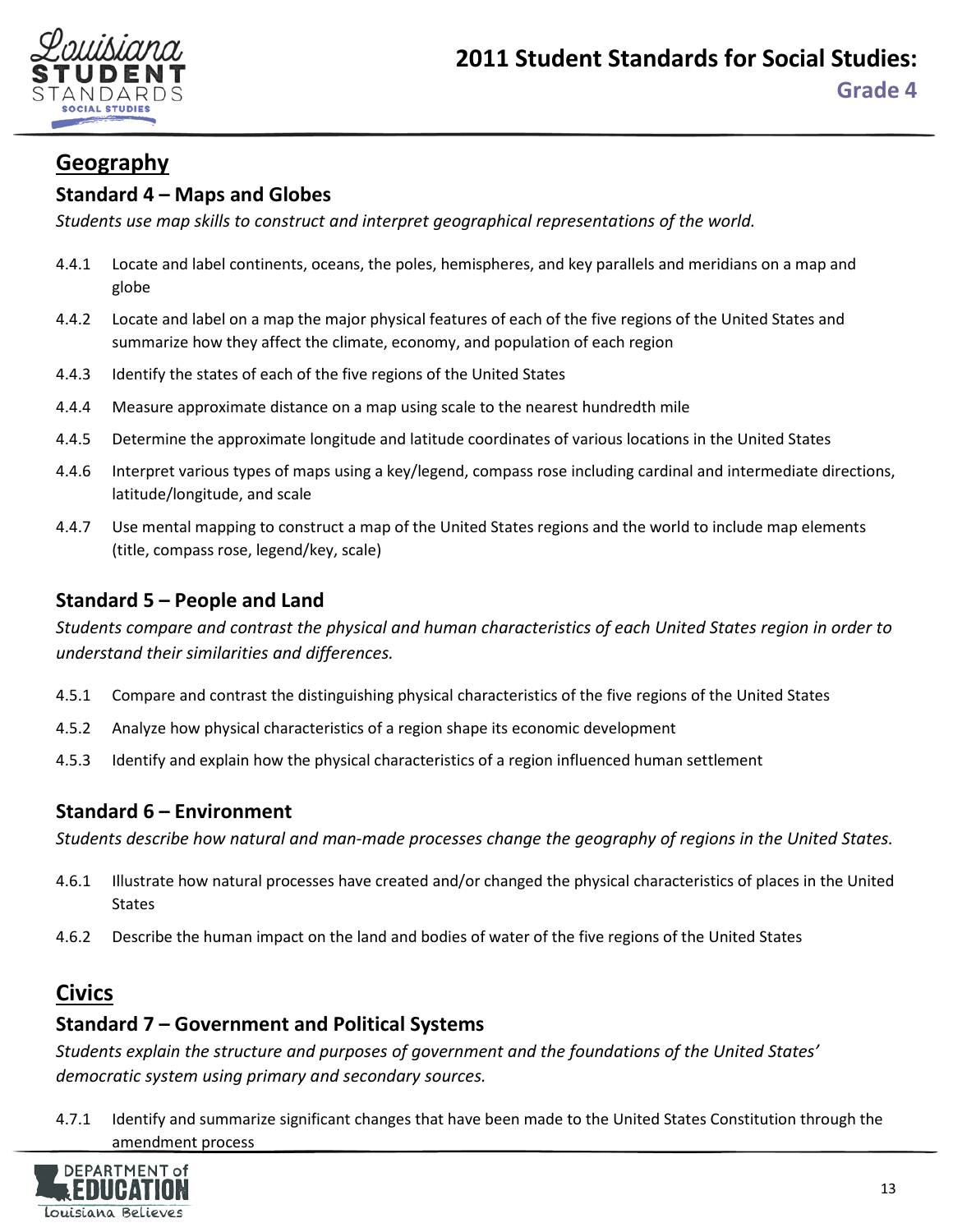## Geography

### Standard 4 – Maps and Globes

*Students use map skills to construct and interpret geographical representations of the world.*

- 4.4.1 Locate and label continents, oceans, the poles, hemispheres, and key parallels and meridians on a map and globe
- 4.4.2 Locate and label on a map the major physical features of each of the five regions of the United States and summarize how they affect the climate, economy, and population of each region
- 4.4.3 Identify the states of each of the five regions of the United States
- 4.4.4 Measure approximate distance on a map using scale to the nearest hundredth mile
- 4.4.5 Determine the approximate longitude and latitude coordinates of various locations in the United States
- 4.4.6 Interpret various types of maps using a key/legend, compass rose including cardinal and intermediate directions, latitude/longitude, and scale
- 4.4.7 Use mental mapping to construct a map of the United States regions and the world to include map elements (title, compass rose, legend/key, scale)

### Standard 5 – People and Land

*Students compare and contrast the physical and human characteristics of each United States region in order to understand their similarities and differences.*

- 4.5.1 Compare and contrast the distinguishing physical characteristics of the five regions of the United States
- 4.5.2 Analyze how physical characteristics of a region shape its economic development
- 4.5.3 Identify and explain how the physical characteristics of a region influenced human settlement

### Standard 6 – Environment

*Students describe how natural and man-made processes change the geography of regions in the United States.*

- 4.6.1 Illustrate how natural processes have created and/or changed the physical characteristics of places in the United States
- 4.6.2 Describe the human impact on the land and bodies of water of the five regions of the United States

## Civics

### Standard 7 – Government and Political Systems

*Students explain the structure and purposes of government and the foundations of the United States' democratic system using primary and secondary sources.*

- 4.7.1 Identify and summarize significant changes that have been made to the United States Constitution through the amendment process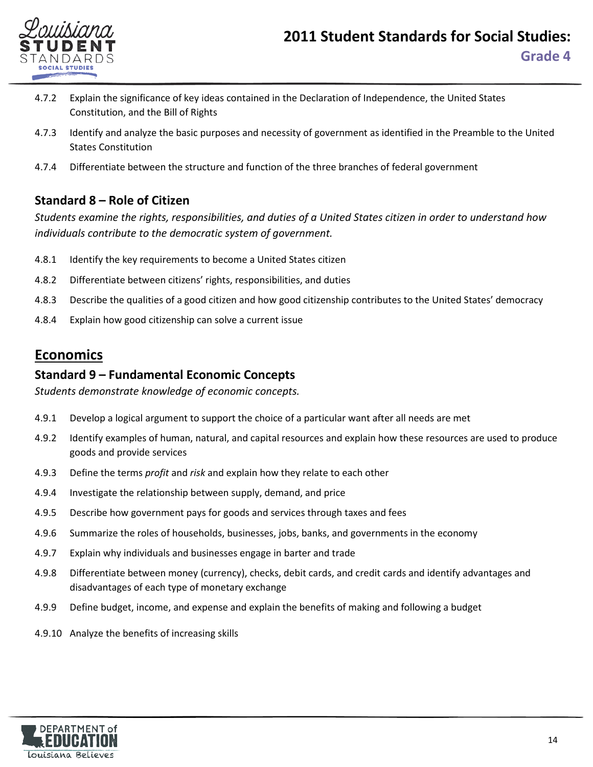4.7.2 Explain the significance of key ideas contained in the Declaration of Independence, the United States Constitution, and the Bill of Rights

4.7.3 Identify and analyze the basic purposes and necessity of government as identified in the Preamble to the United States Constitution

4.7.4 Differentiate between the structure and function of the three branches of federal government

### Standard 8 – Role of Citizen

*Students examine the rights, responsibilities, and duties of a United States citizen in order to understand how individuals contribute to the democratic system of government.*

4.8.1 Identify the key requirements to become a United States citizen

4.8.2 Differentiate between citizens' rights, responsibilities, and duties

4.8.3 Describe the qualities of a good citizen and how good citizenship contributes to the United States' democracy

4.8.4 Explain how good citizenship can solve a current issue

## Economics

### Standard 9 – Fundamental Economic Concepts

*Students demonstrate knowledge of economic concepts.*

4.9.1 Develop a logical argument to support the choice of a particular want after all needs are met

4.9.2 Identify examples of human, natural, and capital resources and explain how these resources are used to produce goods and provide services

4.9.3 Define the terms *profit* and *risk* and explain how they relate to each other

4.9.4 Investigate the relationship between supply, demand, and price

4.9.5 Describe how government pays for goods and services through taxes and fees

4.9.6 Summarize the roles of households, businesses, jobs, banks, and governments in the economy

4.9.7 Explain why individuals and businesses engage in barter and trade

4.9.8 Differentiate between money (currency), checks, debit cards, and credit cards and identify advantages and disadvantages of each type of monetary exchange

4.9.9 Define budget, income, and expense and explain the benefits of making and following a budget

4.9.10 Analyze the benefits of increasing skills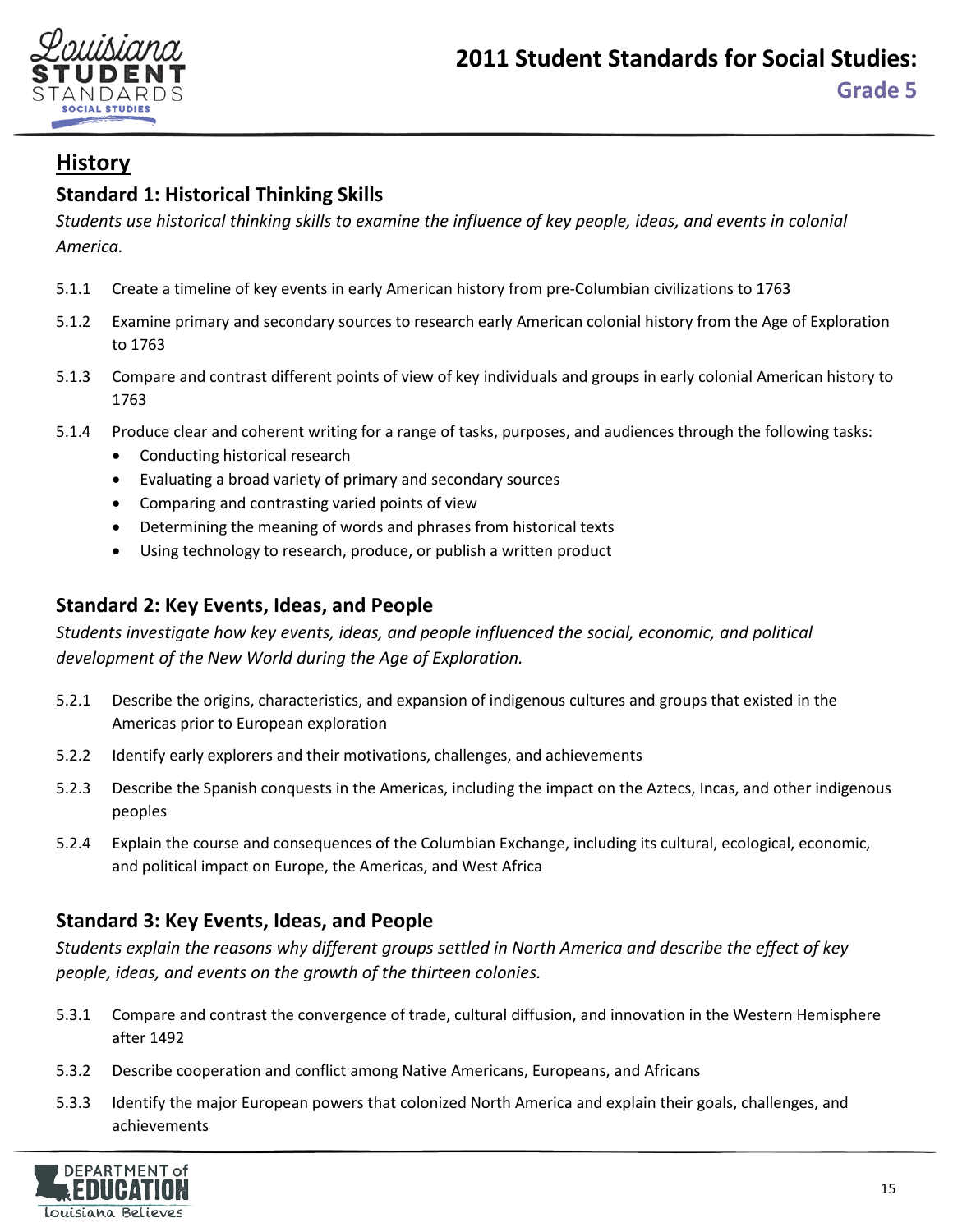## History

### Standard 1: Historical Thinking Skills

*Students use historical thinking skills to examine the influence of key people, ideas, and events in colonial America.*

5.1.1 Create a timeline of key events in early American history from pre-Columbian civilizations to 1763

5.1.2 Examine primary and secondary sources to research early American colonial history from the Age of Exploration to 1763

5.1.3 Compare and contrast different points of view of key individuals and groups in early colonial American history to 1763

5.1.4 Produce clear and coherent writing for a range of tasks, purposes, and audiences through the following tasks:

- Conducting historical research
- Evaluating a broad variety of primary and secondary sources
- Comparing and contrasting varied points of view
- Determining the meaning of words and phrases from historical texts
- Using technology to research, produce, or publish a written product

### Standard 2: Key Events, Ideas, and People

*Students investigate how key events, ideas, and people influenced the social, economic, and political development of the New World during the Age of Exploration.*

5.2.1 Describe the origins, characteristics, and expansion of indigenous cultures and groups that existed in the Americas prior to European exploration

5.2.2 Identify early explorers and their motivations, challenges, and achievements

5.2.3 Describe the Spanish conquests in the Americas, including the impact on the Aztecs, Incas, and other indigenous peoples

5.2.4 Explain the course and consequences of the Columbian Exchange, including its cultural, ecological, economic, and political impact on Europe, the Americas, and West Africa

### Standard 3: Key Events, Ideas, and People

*Students explain the reasons why different groups settled in North America and describe the effect of key people, ideas, and events on the growth of the thirteen colonies.*

5.3.1 Compare and contrast the convergence of trade, cultural diffusion, and innovation in the Western Hemisphere after 1492

5.3.2 Describe cooperation and conflict among Native Americans, Europeans, and Africans

5.3.3 Identify the major European powers that colonized North America and explain their goals, challenges, and achievements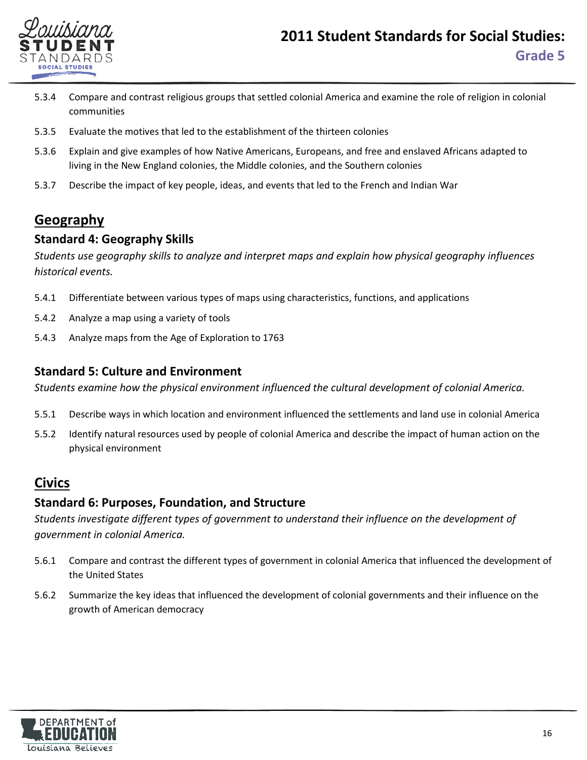5.3.4 Compare and contrast religious groups that settled colonial America and examine the role of religion in colonial communities

5.3.5 Evaluate the motives that led to the establishment of the thirteen colonies

5.3.6 Explain and give examples of how Native Americans, Europeans, and free and enslaved Africans adapted to living in the New England colonies, the Middle colonies, and the Southern colonies

5.3.7 Describe the impact of key people, ideas, and events that led to the French and Indian War

## Geography

### Standard 4: Geography Skills

*Students use geography skills to analyze and interpret maps and explain how physical geography influences historical events.*

5.4.1 Differentiate between various types of maps using characteristics, functions, and applications

5.4.2 Analyze a map using a variety of tools

5.4.3 Analyze maps from the Age of Exploration to 1763

### Standard 5: Culture and Environment

*Students examine how the physical environment influenced the cultural development of colonial America.*

5.5.1 Describe ways in which location and environment influenced the settlements and land use in colonial America

5.5.2 Identify natural resources used by people of colonial America and describe the impact of human action on the physical environment

## Civics

### Standard 6: Purposes, Foundation, and Structure

*Students investigate different types of government to understand their influence on the development of government in colonial America.*

5.6.1 Compare and contrast the different types of government in colonial America that influenced the development of the United States

5.6.2 Summarize the key ideas that influenced the development of colonial governments and their influence on the growth of American democracy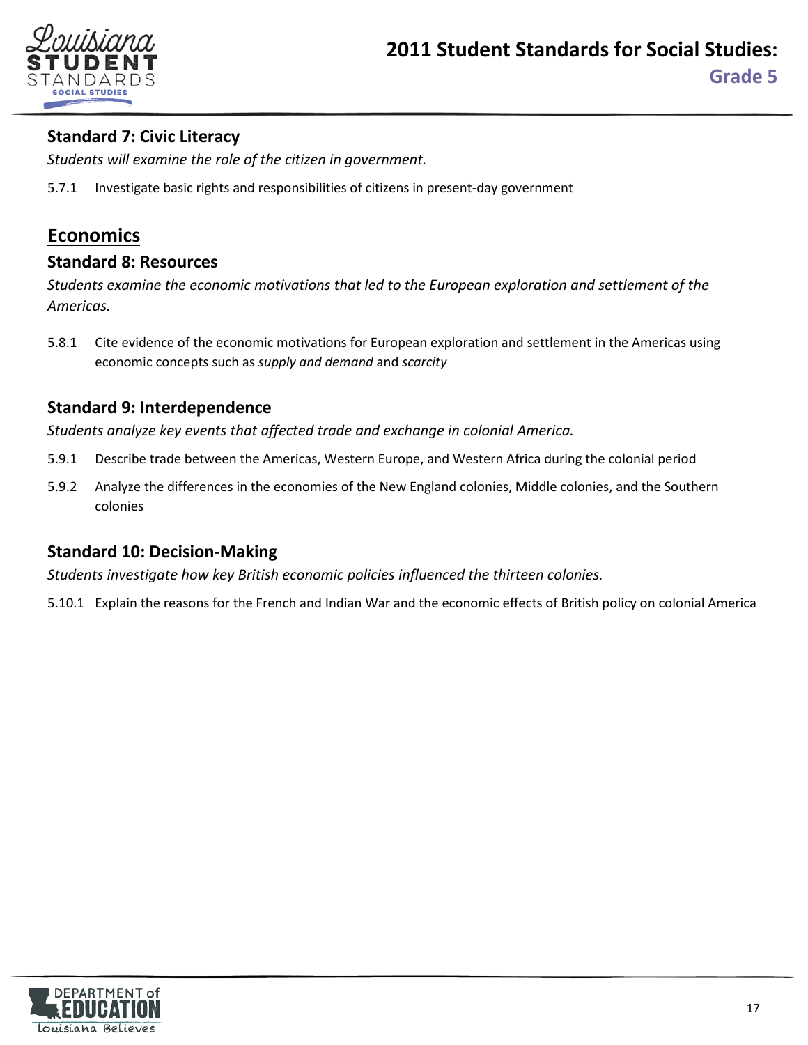### Standard 7: Civic Literacy

*Students will examine the role of the citizen in government.*

5.7.1 Investigate basic rights and responsibilities of citizens in present-day government

## Economics

### Standard 8: Resources

*Students examine the economic motivations that led to the European exploration and settlement of the Americas.*

5.8.1 Cite evidence of the economic motivations for European exploration and settlement in the Americas using economic concepts such as *supply and demand* and *scarcity*

### Standard 9: Interdependence

*Students analyze key events that affected trade and exchange in colonial America.*

5.9.1 Describe trade between the Americas, Western Europe, and Western Africa during the colonial period

5.9.2 Analyze the differences in the economies of the New England colonies, Middle colonies, and the Southern colonies

### Standard 10: Decision-Making

*Students investigate how key British economic policies influenced the thirteen colonies.*

5.10.1 Explain the reasons for the French and Indian War and the economic effects of British policy on colonial America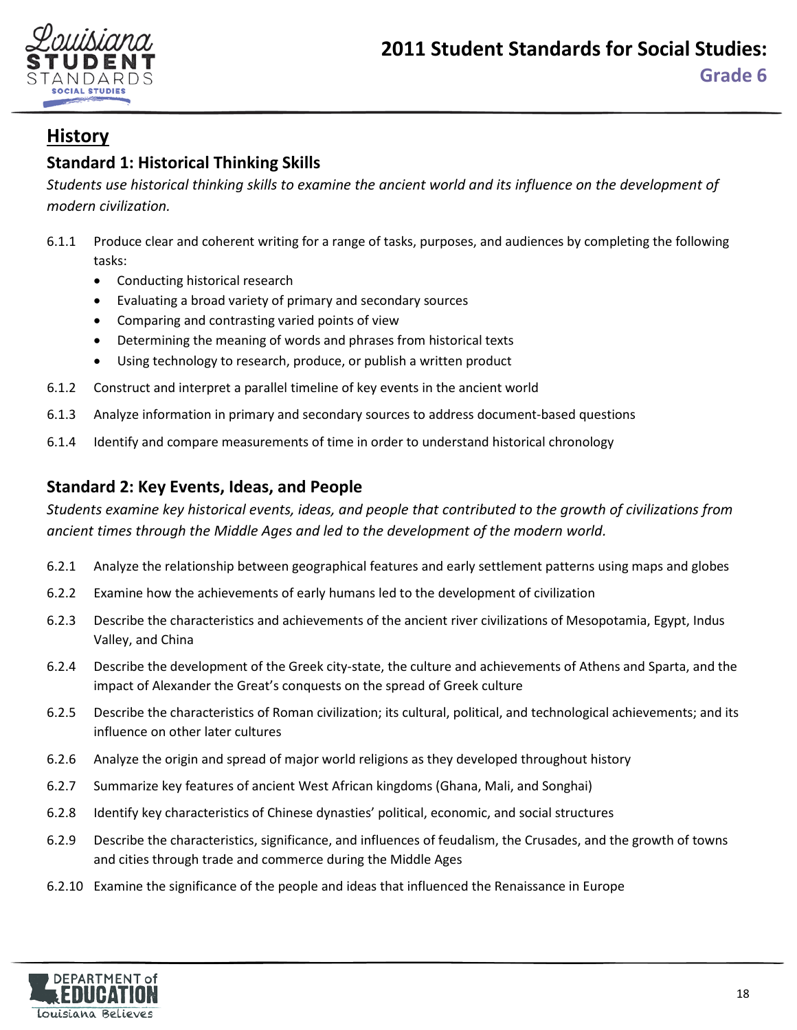## History

### Standard 1: Historical Thinking Skills

*Students use historical thinking skills to examine the ancient world and its influence on the development of modern civilization.*

6.1.1 Produce clear and coherent writing for a range of tasks, purposes, and audiences by completing the following tasks:
- Conducting historical research
- Evaluating a broad variety of primary and secondary sources
- Comparing and contrasting varied points of view
- Determining the meaning of words and phrases from historical texts
- Using technology to research, produce, or publish a written product

6.1.2 Construct and interpret a parallel timeline of key events in the ancient world

6.1.3 Analyze information in primary and secondary sources to address document-based questions

6.1.4 Identify and compare measurements of time in order to understand historical chronology

### Standard 2: Key Events, Ideas, and People

*Students examine key historical events, ideas, and people that contributed to the growth of civilizations from ancient times through the Middle Ages and led to the development of the modern world.*

6.2.1 Analyze the relationship between geographical features and early settlement patterns using maps and globes

6.2.2 Examine how the achievements of early humans led to the development of civilization

6.2.3 Describe the characteristics and achievements of the ancient river civilizations of Mesopotamia, Egypt, Indus Valley, and China

6.2.4 Describe the development of the Greek city-state, the culture and achievements of Athens and Sparta, and the impact of Alexander the Great's conquests on the spread of Greek culture

6.2.5 Describe the characteristics of Roman civilization; its cultural, political, and technological achievements; and its influence on other later cultures

6.2.6 Analyze the origin and spread of major world religions as they developed throughout history

6.2.7 Summarize key features of ancient West African kingdoms (Ghana, Mali, and Songhai)

6.2.8 Identify key characteristics of Chinese dynasties' political, economic, and social structures

6.2.9 Describe the characteristics, significance, and influences of feudalism, the Crusades, and the growth of towns and cities through trade and commerce during the Middle Ages

6.2.10 Examine the significance of the people and ideas that influenced the Renaissance in Europe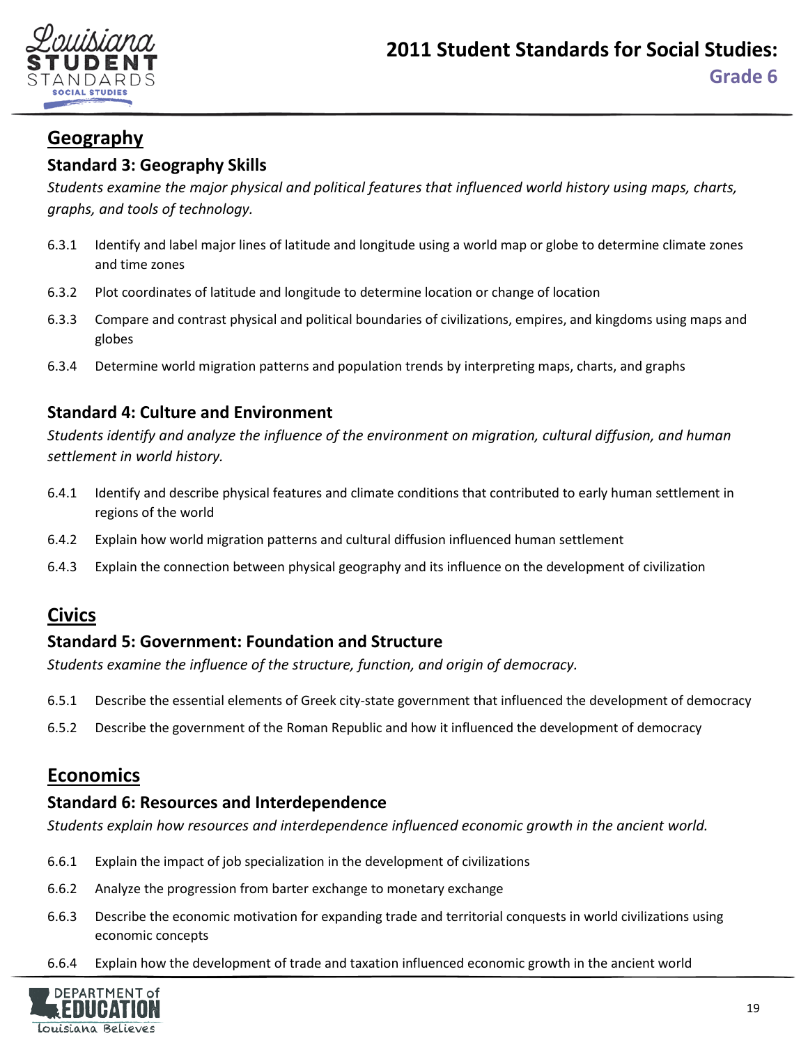## Geography

### Standard 3: Geography Skills

*Students examine the major physical and political features that influenced world history using maps, charts, graphs, and tools of technology.*

- 6.3.1 Identify and label major lines of latitude and longitude using a world map or globe to determine climate zones and time zones
- 6.3.2 Plot coordinates of latitude and longitude to determine location or change of location
- 6.3.3 Compare and contrast physical and political boundaries of civilizations, empires, and kingdoms using maps and globes
- 6.3.4 Determine world migration patterns and population trends by interpreting maps, charts, and graphs

### Standard 4: Culture and Environment

*Students identify and analyze the influence of the environment on migration, cultural diffusion, and human settlement in world history.*

- 6.4.1 Identify and describe physical features and climate conditions that contributed to early human settlement in regions of the world
- 6.4.2 Explain how world migration patterns and cultural diffusion influenced human settlement
- 6.4.3 Explain the connection between physical geography and its influence on the development of civilization

## Civics

### Standard 5: Government: Foundation and Structure

*Students examine the influence of the structure, function, and origin of democracy.*

- 6.5.1 Describe the essential elements of Greek city-state government that influenced the development of democracy
- 6.5.2 Describe the government of the Roman Republic and how it influenced the development of democracy

## Economics

### Standard 6: Resources and Interdependence

*Students explain how resources and interdependence influenced economic growth in the ancient world.*

- 6.6.1 Explain the impact of job specialization in the development of civilizations
- 6.6.2 Analyze the progression from barter exchange to monetary exchange
- 6.6.3 Describe the economic motivation for expanding trade and territorial conquests in world civilizations using economic concepts
- 6.6.4 Explain how the development of trade and taxation influenced economic growth in the ancient world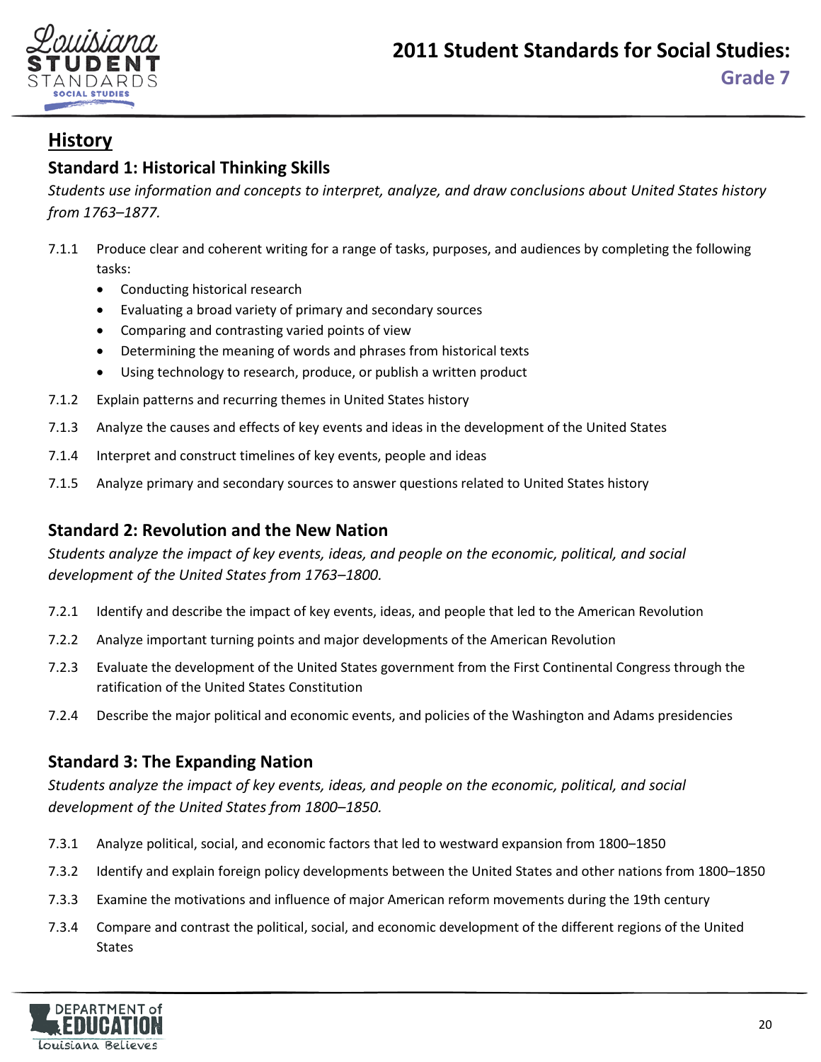## History

### Standard 1: Historical Thinking Skills

*Students use information and concepts to interpret, analyze, and draw conclusions about United States history from 1763–1877.*

- 7.1.1 Produce clear and coherent writing for a range of tasks, purposes, and audiences by completing the following tasks:
  - Conducting historical research
  - Evaluating a broad variety of primary and secondary sources
  - Comparing and contrasting varied points of view
  - Determining the meaning of words and phrases from historical texts
  - Using technology to research, produce, or publish a written product
- 7.1.2 Explain patterns and recurring themes in United States history
- 7.1.3 Analyze the causes and effects of key events and ideas in the development of the United States
- 7.1.4 Interpret and construct timelines of key events, people and ideas
- 7.1.5 Analyze primary and secondary sources to answer questions related to United States history

### Standard 2: Revolution and the New Nation

*Students analyze the impact of key events, ideas, and people on the economic, political, and social development of the United States from 1763–1800.*

- 7.2.1 Identify and describe the impact of key events, ideas, and people that led to the American Revolution
- 7.2.2 Analyze important turning points and major developments of the American Revolution
- 7.2.3 Evaluate the development of the United States government from the First Continental Congress through the ratification of the United States Constitution
- 7.2.4 Describe the major political and economic events, and policies of the Washington and Adams presidencies

### Standard 3: The Expanding Nation

*Students analyze the impact of key events, ideas, and people on the economic, political, and social development of the United States from 1800–1850.*

- 7.3.1 Analyze political, social, and economic factors that led to westward expansion from 1800–1850
- 7.3.2 Identify and explain foreign policy developments between the United States and other nations from 1800–1850
- 7.3.3 Examine the motivations and influence of major American reform movements during the 19th century
- 7.3.4 Compare and contrast the political, social, and economic development of the different regions of the United States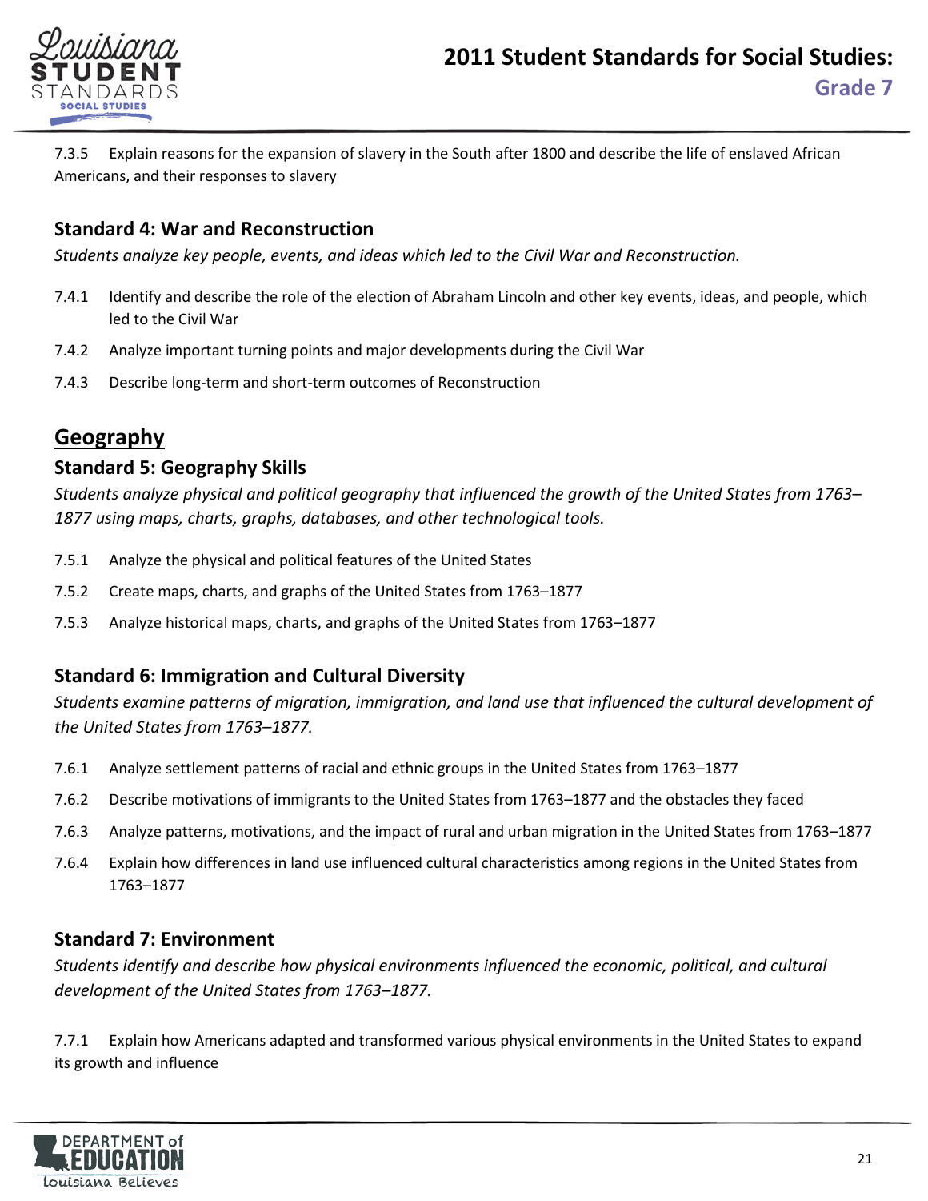7.3.5 Explain reasons for the expansion of slavery in the South after 1800 and describe the life of enslaved African Americans, and their responses to slavery

### Standard 4: War and Reconstruction

*Students analyze key people, events, and ideas which led to the Civil War and Reconstruction.*

7.4.1 Identify and describe the role of the election of Abraham Lincoln and other key events, ideas, and people, which led to the Civil War

7.4.2 Analyze important turning points and major developments during the Civil War

7.4.3 Describe long-term and short-term outcomes of Reconstruction

## Geography

### Standard 5: Geography Skills

*Students analyze physical and political geography that influenced the growth of the United States from 1763–1877 using maps, charts, graphs, databases, and other technological tools.*

7.5.1 Analyze the physical and political features of the United States

7.5.2 Create maps, charts, and graphs of the United States from 1763–1877

7.5.3 Analyze historical maps, charts, and graphs of the United States from 1763–1877

### Standard 6: Immigration and Cultural Diversity

*Students examine patterns of migration, immigration, and land use that influenced the cultural development of the United States from 1763–1877.*

7.6.1 Analyze settlement patterns of racial and ethnic groups in the United States from 1763–1877

7.6.2 Describe motivations of immigrants to the United States from 1763–1877 and the obstacles they faced

7.6.3 Analyze patterns, motivations, and the impact of rural and urban migration in the United States from 1763–1877

7.6.4 Explain how differences in land use influenced cultural characteristics among regions in the United States from 1763–1877

### Standard 7: Environment

*Students identify and describe how physical environments influenced the economic, political, and cultural development of the United States from 1763–1877.*

7.7.1 Explain how Americans adapted and transformed various physical environments in the United States to expand its growth and influence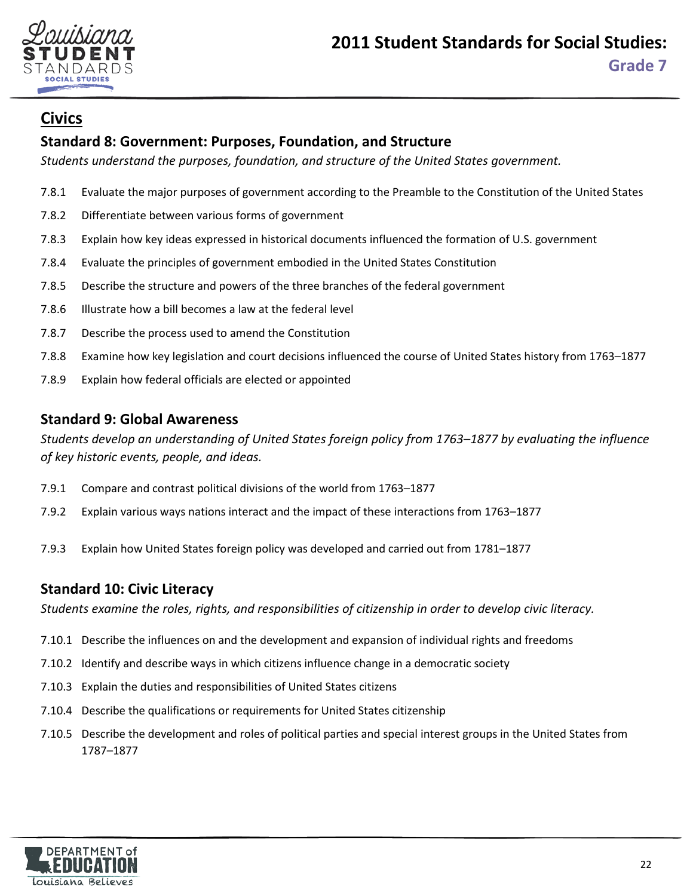## Civics

### Standard 8: Government: Purposes, Foundation, and Structure

*Students understand the purposes, foundation, and structure of the United States government.*

- 7.8.1 Evaluate the major purposes of government according to the Preamble to the Constitution of the United States
- 7.8.2 Differentiate between various forms of government
- 7.8.3 Explain how key ideas expressed in historical documents influenced the formation of U.S. government
- 7.8.4 Evaluate the principles of government embodied in the United States Constitution
- 7.8.5 Describe the structure and powers of the three branches of the federal government
- 7.8.6 Illustrate how a bill becomes a law at the federal level
- 7.8.7 Describe the process used to amend the Constitution
- 7.8.8 Examine how key legislation and court decisions influenced the course of United States history from 1763–1877
- 7.8.9 Explain how federal officials are elected or appointed

### Standard 9: Global Awareness

*Students develop an understanding of United States foreign policy from 1763–1877 by evaluating the influence of key historic events, people, and ideas.*

- 7.9.1 Compare and contrast political divisions of the world from 1763–1877
- 7.9.2 Explain various ways nations interact and the impact of these interactions from 1763–1877
- 7.9.3 Explain how United States foreign policy was developed and carried out from 1781–1877

### Standard 10: Civic Literacy

*Students examine the roles, rights, and responsibilities of citizenship in order to develop civic literacy.*

- 7.10.1 Describe the influences on and the development and expansion of individual rights and freedoms
- 7.10.2 Identify and describe ways in which citizens influence change in a democratic society
- 7.10.3 Explain the duties and responsibilities of United States citizens
- 7.10.4 Describe the qualifications or requirements for United States citizenship
- 7.10.5 Describe the development and roles of political parties and special interest groups in the United States from 1787–1877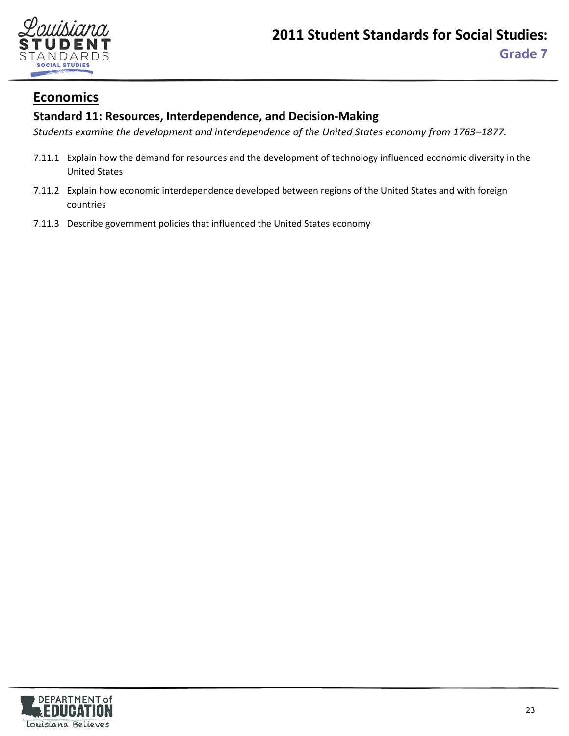## Economics

### Standard 11: Resources, Interdependence, and Decision-Making

*Students examine the development and interdependence of the United States economy from 1763–1877.*

- 7.11.1 Explain how the demand for resources and the development of technology influenced economic diversity in the United States
- 7.11.2 Explain how economic interdependence developed between regions of the United States and with foreign countries
- 7.11.3 Describe government policies that influenced the United States economy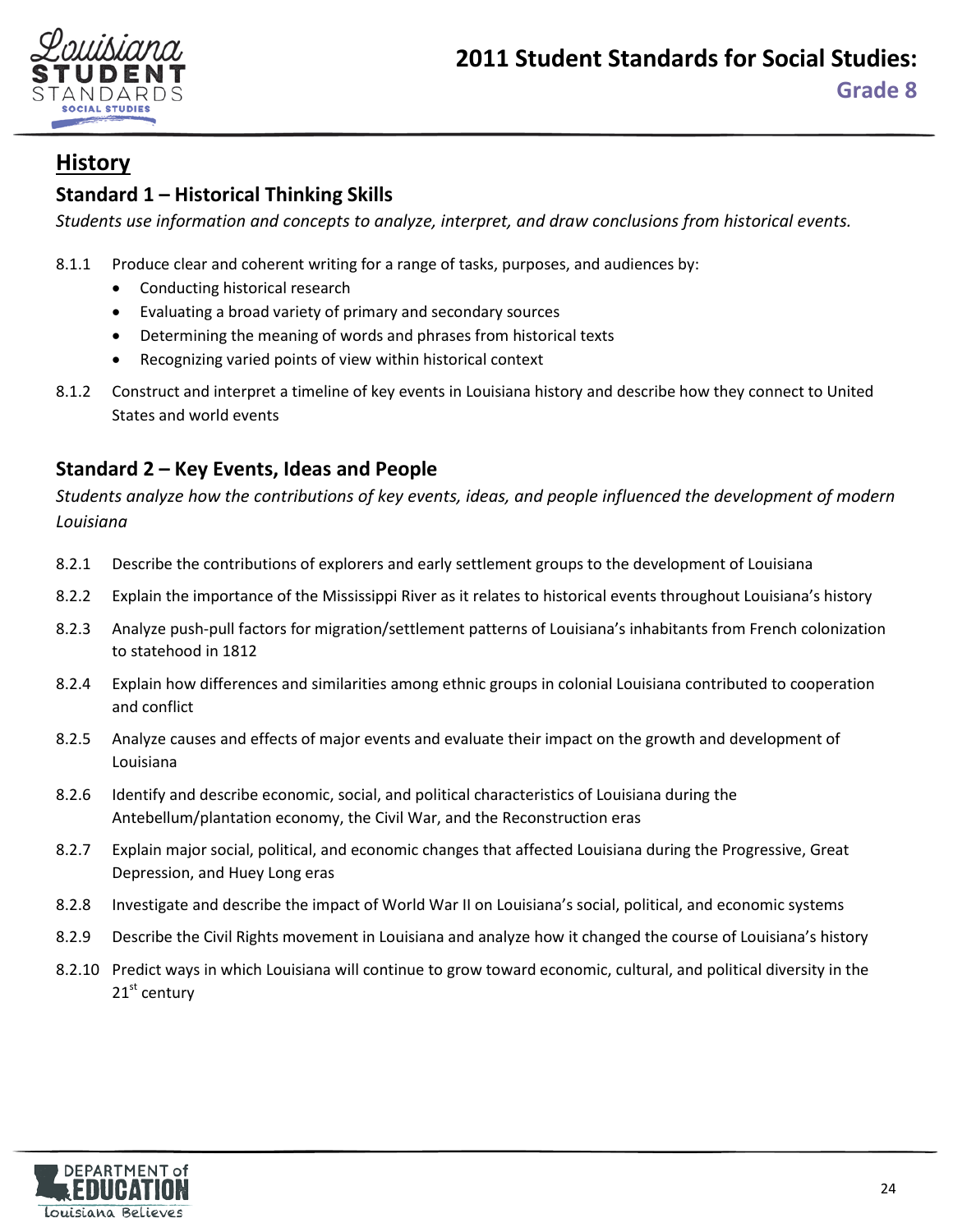## History

### Standard 1 – Historical Thinking Skills

*Students use information and concepts to analyze, interpret, and draw conclusions from historical events.*

8.1.1 Produce clear and coherent writing for a range of tasks, purposes, and audiences by:
- Conducting historical research
- Evaluating a broad variety of primary and secondary sources
- Determining the meaning of words and phrases from historical texts
- Recognizing varied points of view within historical context

8.1.2 Construct and interpret a timeline of key events in Louisiana history and describe how they connect to United States and world events

### Standard 2 – Key Events, Ideas and People

*Students analyze how the contributions of key events, ideas, and people influenced the development of modern Louisiana*

8.2.1 Describe the contributions of explorers and early settlement groups to the development of Louisiana

8.2.2 Explain the importance of the Mississippi River as it relates to historical events throughout Louisiana's history

8.2.3 Analyze push-pull factors for migration/settlement patterns of Louisiana's inhabitants from French colonization to statehood in 1812

8.2.4 Explain how differences and similarities among ethnic groups in colonial Louisiana contributed to cooperation and conflict

8.2.5 Analyze causes and effects of major events and evaluate their impact on the growth and development of Louisiana

8.2.6 Identify and describe economic, social, and political characteristics of Louisiana during the Antebellum/plantation economy, the Civil War, and the Reconstruction eras

8.2.7 Explain major social, political, and economic changes that affected Louisiana during the Progressive, Great Depression, and Huey Long eras

8.2.8 Investigate and describe the impact of World War II on Louisiana's social, political, and economic systems

8.2.9 Describe the Civil Rights movement in Louisiana and analyze how it changed the course of Louisiana's history

8.2.10 Predict ways in which Louisiana will continue to grow toward economic, cultural, and political diversity in the 21st century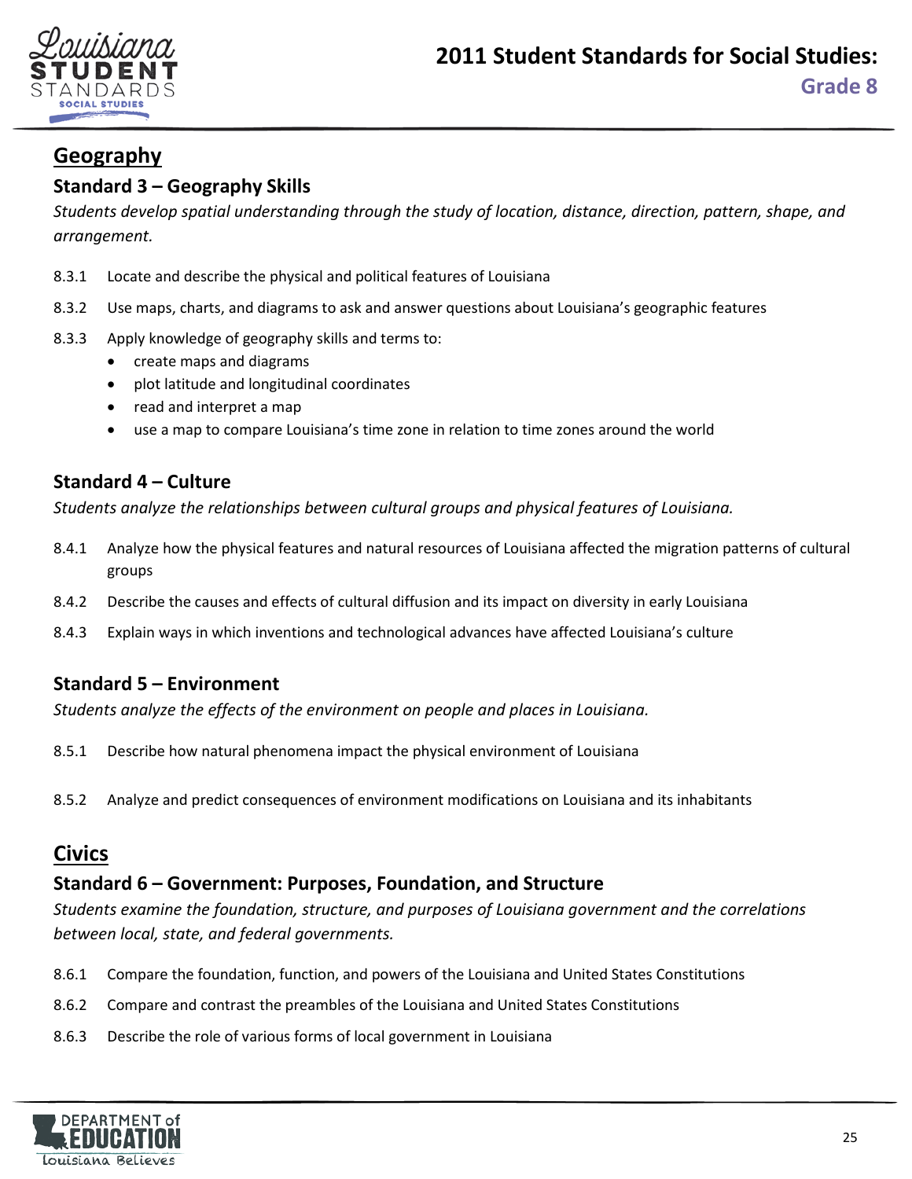## Geography

### Standard 3 – Geography Skills

*Students develop spatial understanding through the study of location, distance, direction, pattern, shape, and arrangement.*

- 8.3.1 Locate and describe the physical and political features of Louisiana
- 8.3.2 Use maps, charts, and diagrams to ask and answer questions about Louisiana's geographic features
- 8.3.3 Apply knowledge of geography skills and terms to:
  - create maps and diagrams
  - plot latitude and longitudinal coordinates
  - read and interpret a map
  - use a map to compare Louisiana's time zone in relation to time zones around the world

### Standard 4 – Culture

*Students analyze the relationships between cultural groups and physical features of Louisiana.*

- 8.4.1 Analyze how the physical features and natural resources of Louisiana affected the migration patterns of cultural groups
- 8.4.2 Describe the causes and effects of cultural diffusion and its impact on diversity in early Louisiana
- 8.4.3 Explain ways in which inventions and technological advances have affected Louisiana's culture

### Standard 5 – Environment

*Students analyze the effects of the environment on people and places in Louisiana.*

- 8.5.1 Describe how natural phenomena impact the physical environment of Louisiana
- 8.5.2 Analyze and predict consequences of environment modifications on Louisiana and its inhabitants

## Civics

### Standard 6 – Government: Purposes, Foundation, and Structure

*Students examine the foundation, structure, and purposes of Louisiana government and the correlations between local, state, and federal governments.*

- 8.6.1 Compare the foundation, function, and powers of the Louisiana and United States Constitutions
- 8.6.2 Compare and contrast the preambles of the Louisiana and United States Constitutions
- 8.6.3 Describe the role of various forms of local government in Louisiana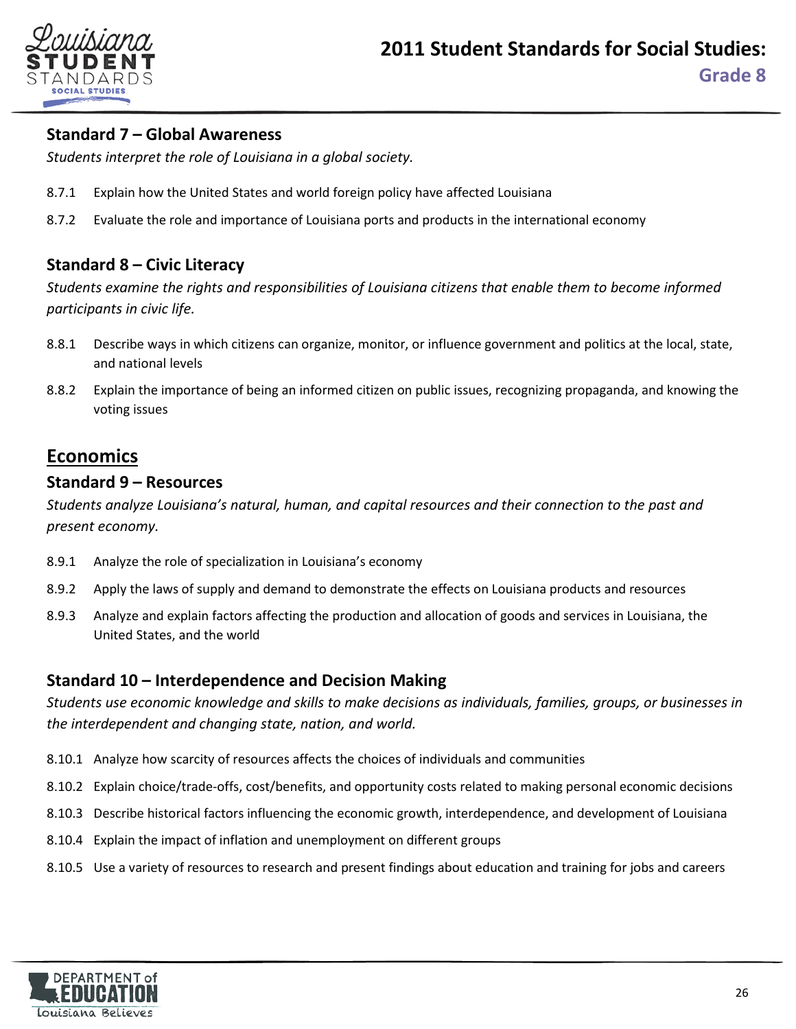### Standard 7 – Global Awareness

*Students interpret the role of Louisiana in a global society.*

8.7.1 Explain how the United States and world foreign policy have affected Louisiana

8.7.2 Evaluate the role and importance of Louisiana ports and products in the international economy

### Standard 8 – Civic Literacy

*Students examine the rights and responsibilities of Louisiana citizens that enable them to become informed participants in civic life.*

8.8.1 Describe ways in which citizens can organize, monitor, or influence government and politics at the local, state, and national levels

8.8.2 Explain the importance of being an informed citizen on public issues, recognizing propaganda, and knowing the voting issues

## Economics

### Standard 9 – Resources

*Students analyze Louisiana's natural, human, and capital resources and their connection to the past and present economy.*

8.9.1 Analyze the role of specialization in Louisiana's economy

8.9.2 Apply the laws of supply and demand to demonstrate the effects on Louisiana products and resources

8.9.3 Analyze and explain factors affecting the production and allocation of goods and services in Louisiana, the United States, and the world

### Standard 10 – Interdependence and Decision Making

*Students use economic knowledge and skills to make decisions as individuals, families, groups, or businesses in the interdependent and changing state, nation, and world.*

8.10.1 Analyze how scarcity of resources affects the choices of individuals and communities

8.10.2 Explain choice/trade-offs, cost/benefits, and opportunity costs related to making personal economic decisions

8.10.3 Describe historical factors influencing the economic growth, interdependence, and development of Louisiana

8.10.4 Explain the impact of inflation and unemployment on different groups

8.10.5 Use a variety of resources to research and present findings about education and training for jobs and careers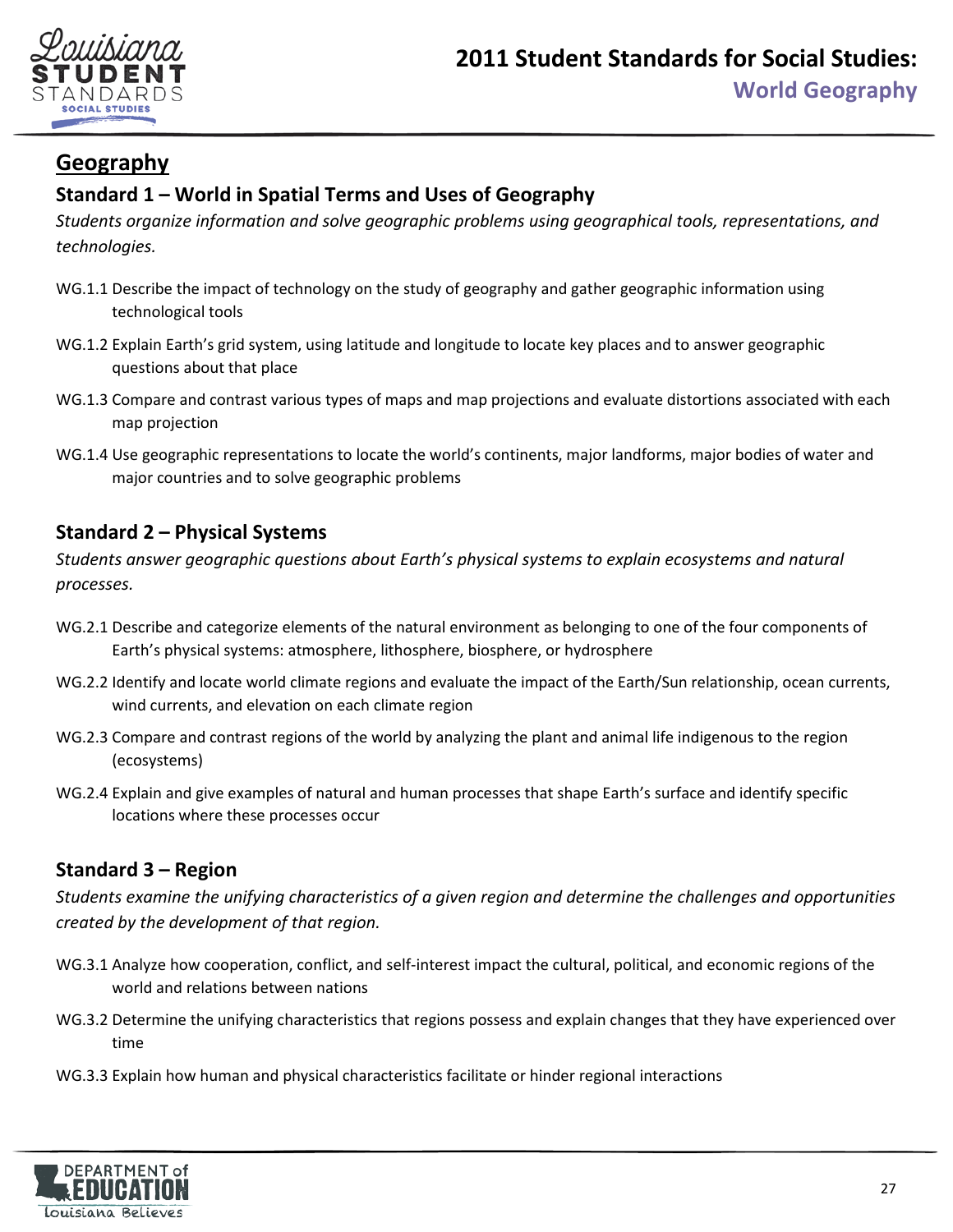## Geography

### Standard 1 – World in Spatial Terms and Uses of Geography

*Students organize information and solve geographic problems using geographical tools, representations, and technologies.*

WG.1.1 Describe the impact of technology on the study of geography and gather geographic information using technological tools

WG.1.2 Explain Earth's grid system, using latitude and longitude to locate key places and to answer geographic questions about that place

WG.1.3 Compare and contrast various types of maps and map projections and evaluate distortions associated with each map projection

WG.1.4 Use geographic representations to locate the world's continents, major landforms, major bodies of water and major countries and to solve geographic problems

### Standard 2 – Physical Systems

*Students answer geographic questions about Earth's physical systems to explain ecosystems and natural processes.*

WG.2.1 Describe and categorize elements of the natural environment as belonging to one of the four components of Earth's physical systems: atmosphere, lithosphere, biosphere, or hydrosphere

WG.2.2 Identify and locate world climate regions and evaluate the impact of the Earth/Sun relationship, ocean currents, wind currents, and elevation on each climate region

WG.2.3 Compare and contrast regions of the world by analyzing the plant and animal life indigenous to the region (ecosystems)

WG.2.4 Explain and give examples of natural and human processes that shape Earth's surface and identify specific locations where these processes occur

### Standard 3 – Region

*Students examine the unifying characteristics of a given region and determine the challenges and opportunities created by the development of that region.*

WG.3.1 Analyze how cooperation, conflict, and self-interest impact the cultural, political, and economic regions of the world and relations between nations

WG.3.2 Determine the unifying characteristics that regions possess and explain changes that they have experienced over time

WG.3.3 Explain how human and physical characteristics facilitate or hinder regional interactions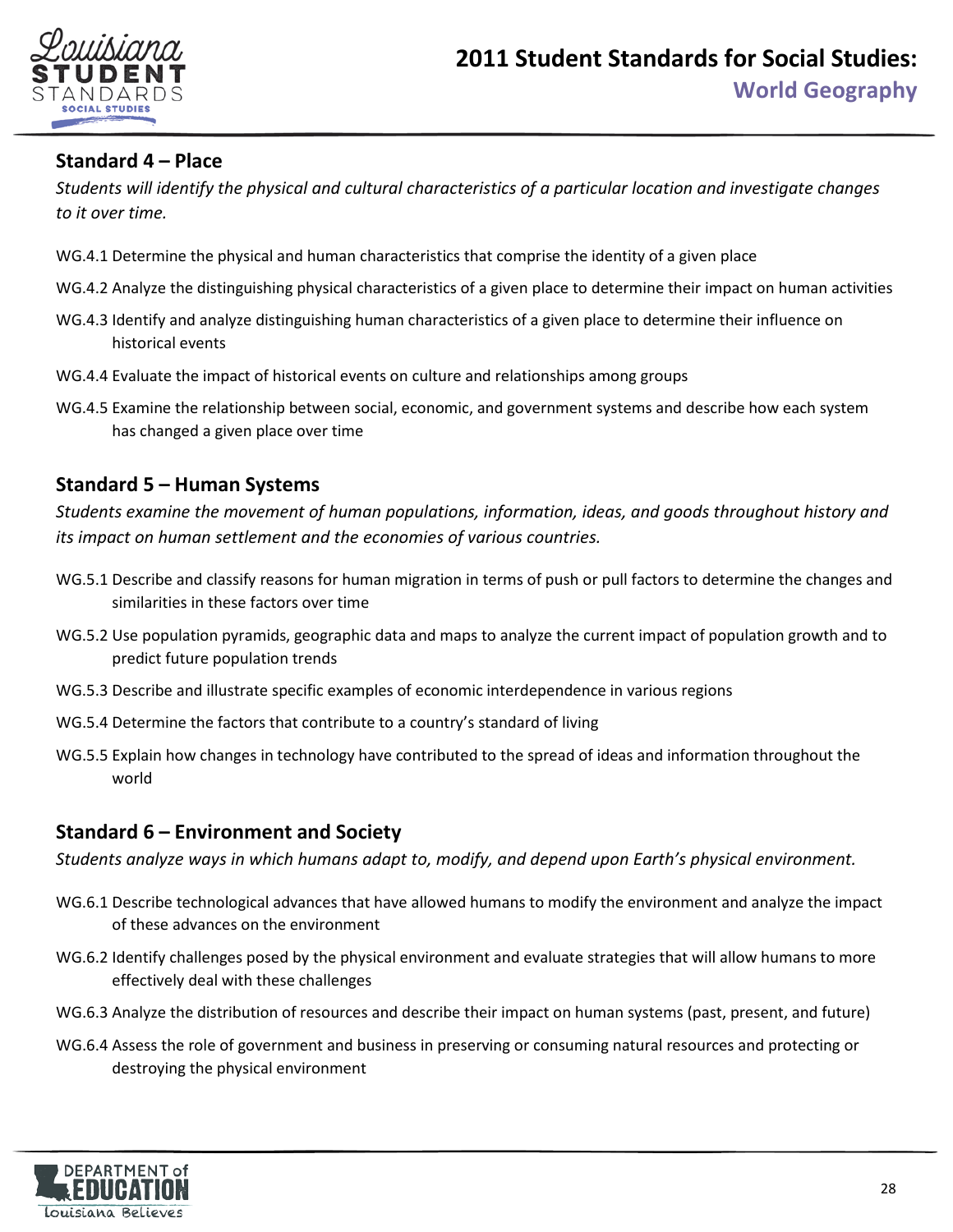## Standard 4 – Place

*Students will identify the physical and cultural characteristics of a particular location and investigate changes to it over time.*

WG.4.1 Determine the physical and human characteristics that comprise the identity of a given place

WG.4.2 Analyze the distinguishing physical characteristics of a given place to determine their impact on human activities

WG.4.3 Identify and analyze distinguishing human characteristics of a given place to determine their influence on historical events

WG.4.4 Evaluate the impact of historical events on culture and relationships among groups

WG.4.5 Examine the relationship between social, economic, and government systems and describe how each system has changed a given place over time

## Standard 5 – Human Systems

*Students examine the movement of human populations, information, ideas, and goods throughout history and its impact on human settlement and the economies of various countries.*

WG.5.1 Describe and classify reasons for human migration in terms of push or pull factors to determine the changes and similarities in these factors over time

WG.5.2 Use population pyramids, geographic data and maps to analyze the current impact of population growth and to predict future population trends

WG.5.3 Describe and illustrate specific examples of economic interdependence in various regions

WG.5.4 Determine the factors that contribute to a country's standard of living

WG.5.5 Explain how changes in technology have contributed to the spread of ideas and information throughout the world

## Standard 6 – Environment and Society

*Students analyze ways in which humans adapt to, modify, and depend upon Earth's physical environment.*

WG.6.1 Describe technological advances that have allowed humans to modify the environment and analyze the impact of these advances on the environment

WG.6.2 Identify challenges posed by the physical environment and evaluate strategies that will allow humans to more effectively deal with these challenges

WG.6.3 Analyze the distribution of resources and describe their impact on human systems (past, present, and future)

WG.6.4 Assess the role of government and business in preserving or consuming natural resources and protecting or destroying the physical environment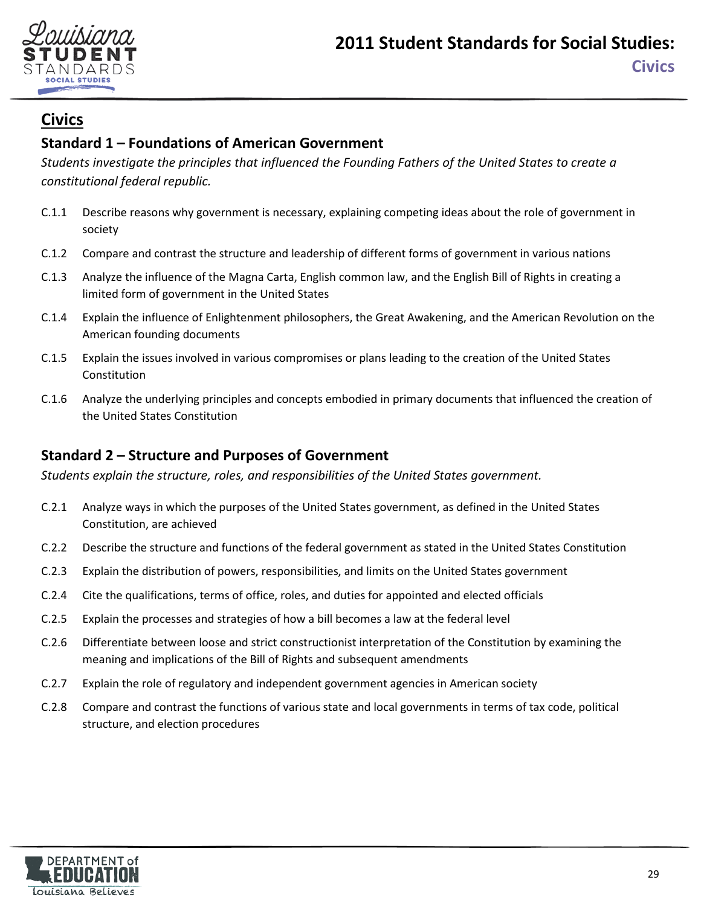## Civics

### Standard 1 – Foundations of American Government

*Students investigate the principles that influenced the Founding Fathers of the United States to create a constitutional federal republic.*

- C.1.1 Describe reasons why government is necessary, explaining competing ideas about the role of government in society
- C.1.2 Compare and contrast the structure and leadership of different forms of government in various nations
- C.1.3 Analyze the influence of the Magna Carta, English common law, and the English Bill of Rights in creating a limited form of government in the United States
- C.1.4 Explain the influence of Enlightenment philosophers, the Great Awakening, and the American Revolution on the American founding documents
- C.1.5 Explain the issues involved in various compromises or plans leading to the creation of the United States Constitution
- C.1.6 Analyze the underlying principles and concepts embodied in primary documents that influenced the creation of the United States Constitution

### Standard 2 – Structure and Purposes of Government

*Students explain the structure, roles, and responsibilities of the United States government.*

- C.2.1 Analyze ways in which the purposes of the United States government, as defined in the United States Constitution, are achieved
- C.2.2 Describe the structure and functions of the federal government as stated in the United States Constitution
- C.2.3 Explain the distribution of powers, responsibilities, and limits on the United States government
- C.2.4 Cite the qualifications, terms of office, roles, and duties for appointed and elected officials
- C.2.5 Explain the processes and strategies of how a bill becomes a law at the federal level
- C.2.6 Differentiate between loose and strict constructionist interpretation of the Constitution by examining the meaning and implications of the Bill of Rights and subsequent amendments
- C.2.7 Explain the role of regulatory and independent government agencies in American society
- C.2.8 Compare and contrast the functions of various state and local governments in terms of tax code, political structure, and election procedures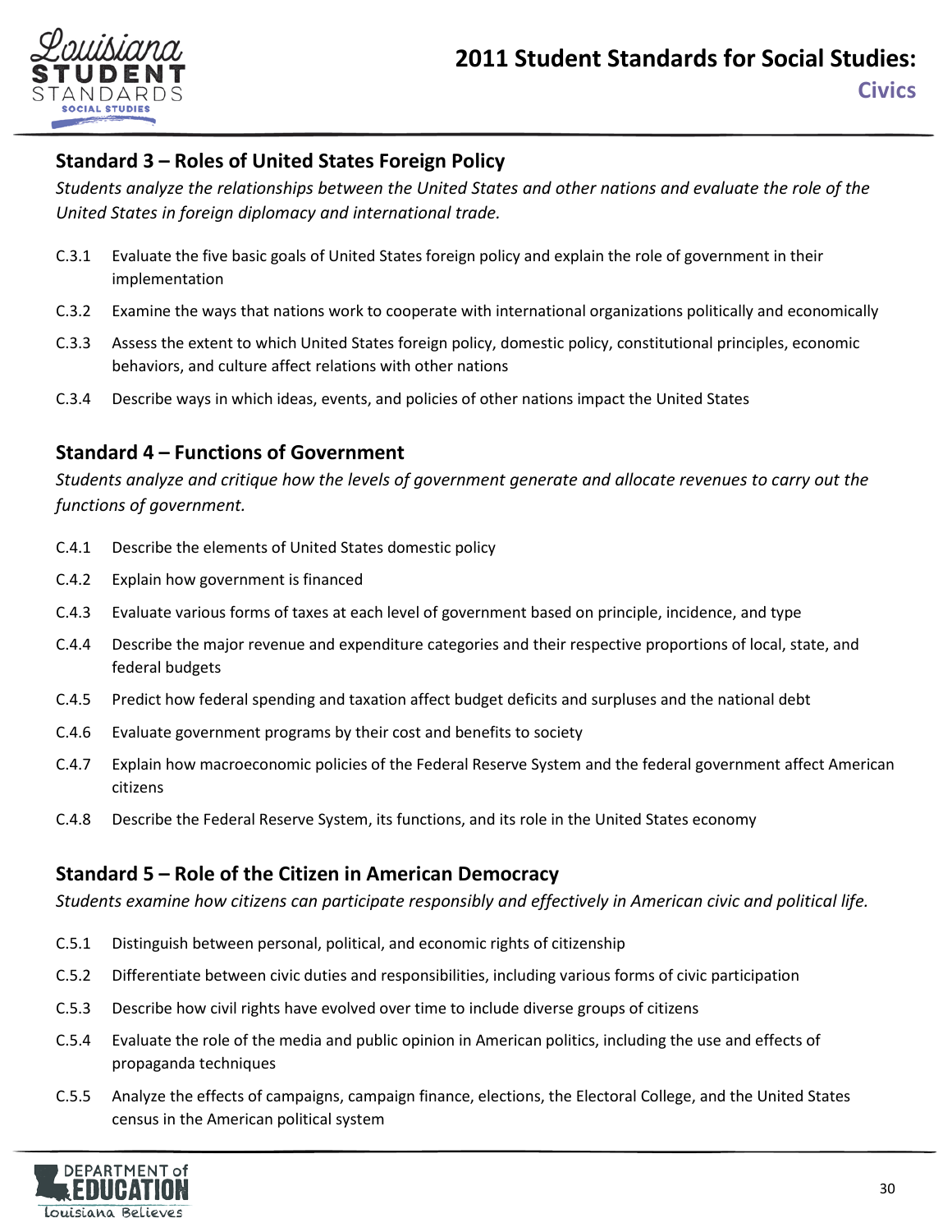## Standard 3 – Roles of United States Foreign Policy

*Students analyze the relationships between the United States and other nations and evaluate the role of the United States in foreign diplomacy and international trade.*

- C.3.1 Evaluate the five basic goals of United States foreign policy and explain the role of government in their implementation
- C.3.2 Examine the ways that nations work to cooperate with international organizations politically and economically
- C.3.3 Assess the extent to which United States foreign policy, domestic policy, constitutional principles, economic behaviors, and culture affect relations with other nations
- C.3.4 Describe ways in which ideas, events, and policies of other nations impact the United States

## Standard 4 – Functions of Government

*Students analyze and critique how the levels of government generate and allocate revenues to carry out the functions of government.*

- C.4.1 Describe the elements of United States domestic policy
- C.4.2 Explain how government is financed
- C.4.3 Evaluate various forms of taxes at each level of government based on principle, incidence, and type
- C.4.4 Describe the major revenue and expenditure categories and their respective proportions of local, state, and federal budgets
- C.4.5 Predict how federal spending and taxation affect budget deficits and surpluses and the national debt
- C.4.6 Evaluate government programs by their cost and benefits to society
- C.4.7 Explain how macroeconomic policies of the Federal Reserve System and the federal government affect American citizens
- C.4.8 Describe the Federal Reserve System, its functions, and its role in the United States economy

## Standard 5 – Role of the Citizen in American Democracy

*Students examine how citizens can participate responsibly and effectively in American civic and political life.*

- C.5.1 Distinguish between personal, political, and economic rights of citizenship
- C.5.2 Differentiate between civic duties and responsibilities, including various forms of civic participation
- C.5.3 Describe how civil rights have evolved over time to include diverse groups of citizens
- C.5.4 Evaluate the role of the media and public opinion in American politics, including the use and effects of propaganda techniques
- C.5.5 Analyze the effects of campaigns, campaign finance, elections, the Electoral College, and the United States census in the American political system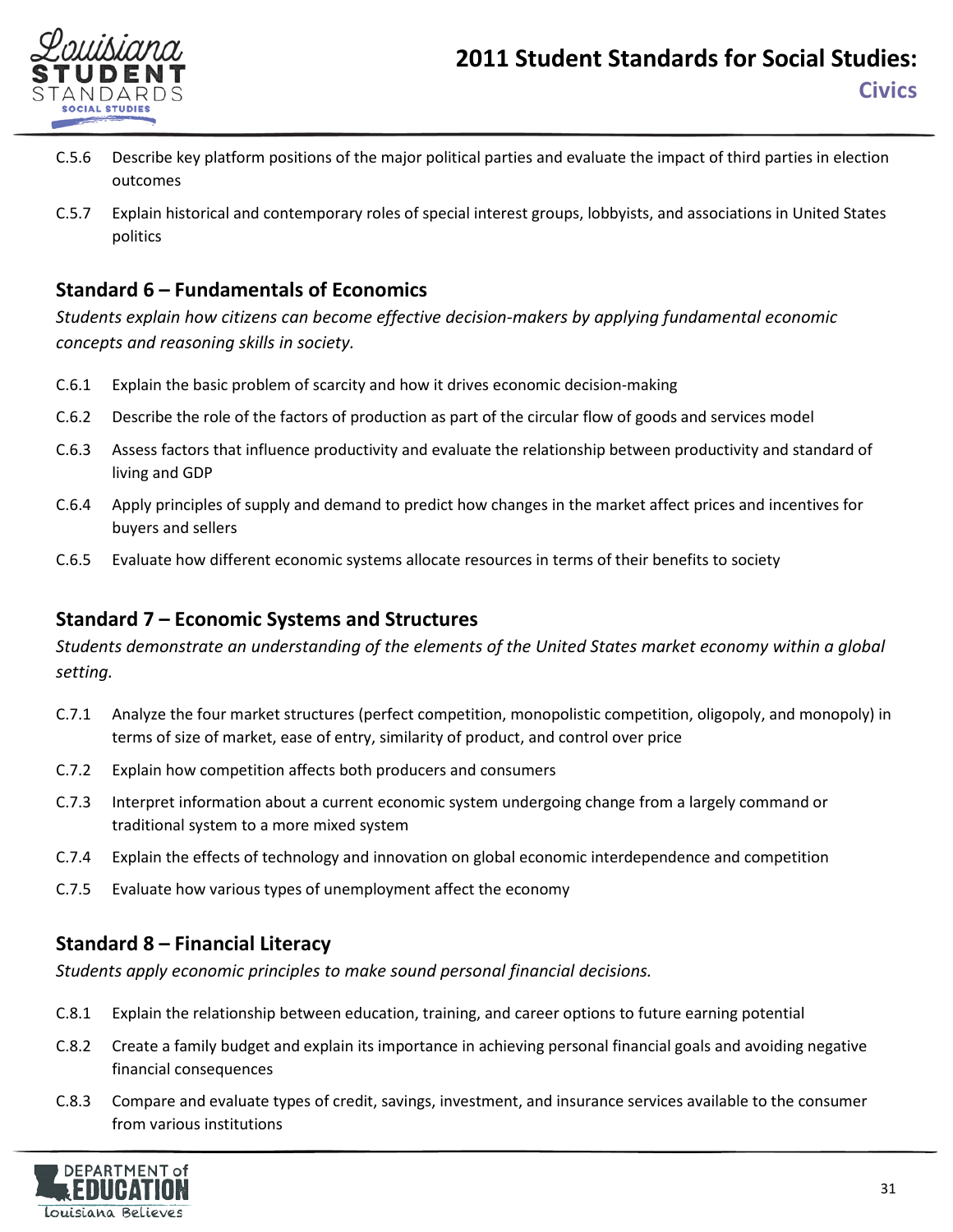C.5.6 Describe key platform positions of the major political parties and evaluate the impact of third parties in election outcomes

C.5.7 Explain historical and contemporary roles of special interest groups, lobbyists, and associations in United States politics

## Standard 6 – Fundamentals of Economics

*Students explain how citizens can become effective decision-makers by applying fundamental economic concepts and reasoning skills in society.*

C.6.1 Explain the basic problem of scarcity and how it drives economic decision-making

C.6.2 Describe the role of the factors of production as part of the circular flow of goods and services model

C.6.3 Assess factors that influence productivity and evaluate the relationship between productivity and standard of living and GDP

C.6.4 Apply principles of supply and demand to predict how changes in the market affect prices and incentives for buyers and sellers

C.6.5 Evaluate how different economic systems allocate resources in terms of their benefits to society

## Standard 7 – Economic Systems and Structures

*Students demonstrate an understanding of the elements of the United States market economy within a global setting.*

C.7.1 Analyze the four market structures (perfect competition, monopolistic competition, oligopoly, and monopoly) in terms of size of market, ease of entry, similarity of product, and control over price

C.7.2 Explain how competition affects both producers and consumers

C.7.3 Interpret information about a current economic system undergoing change from a largely command or traditional system to a more mixed system

C.7.4 Explain the effects of technology and innovation on global economic interdependence and competition

C.7.5 Evaluate how various types of unemployment affect the economy

## Standard 8 – Financial Literacy

*Students apply economic principles to make sound personal financial decisions.*

C.8.1 Explain the relationship between education, training, and career options to future earning potential

C.8.2 Create a family budget and explain its importance in achieving personal financial goals and avoiding negative financial consequences

C.8.3 Compare and evaluate types of credit, savings, investment, and insurance services available to the consumer from various institutions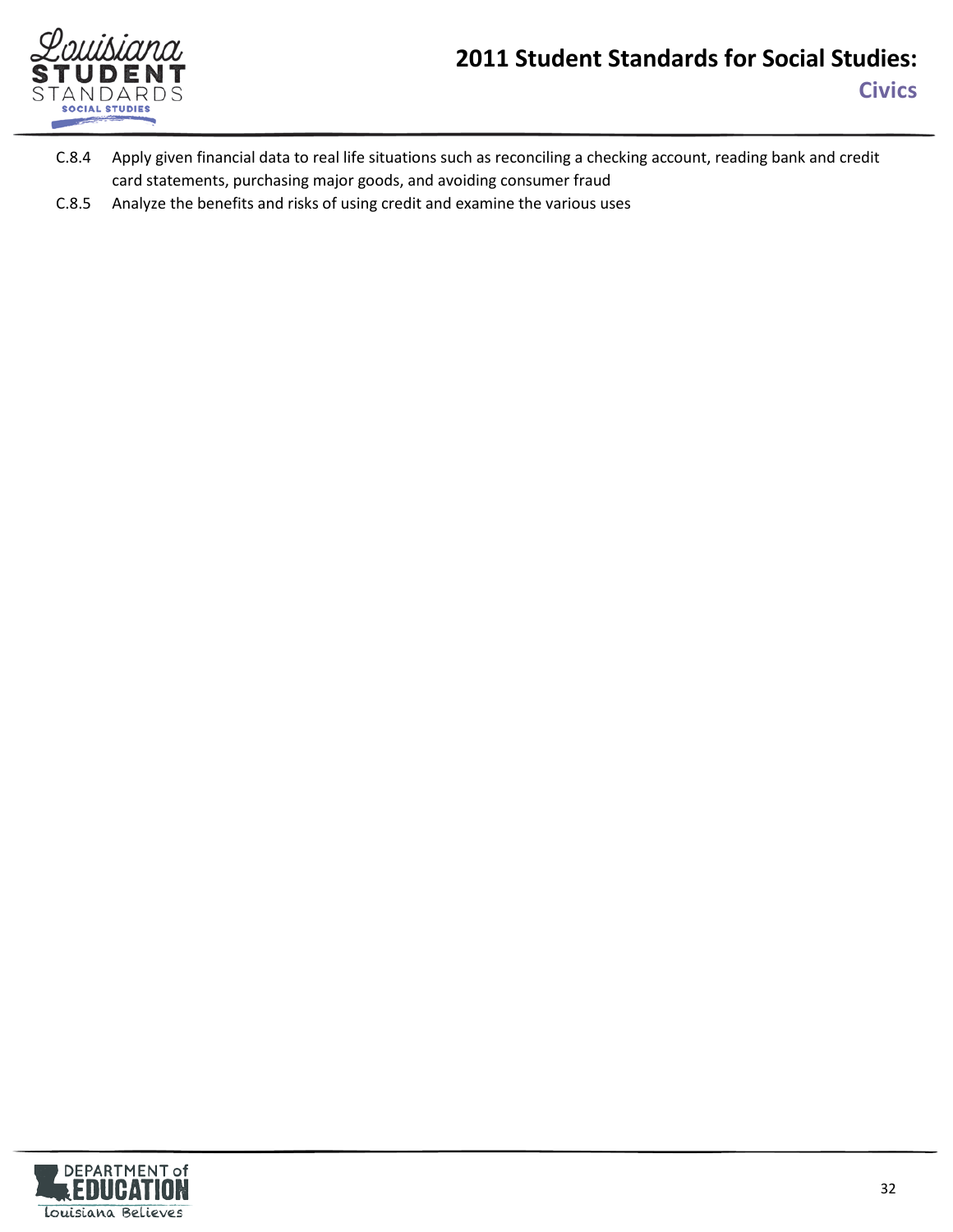C.8.4 Apply given financial data to real life situations such as reconciling a checking account, reading bank and credit card statements, purchasing major goods, and avoiding consumer fraud

C.8.5 Analyze the benefits and risks of using credit and examine the various uses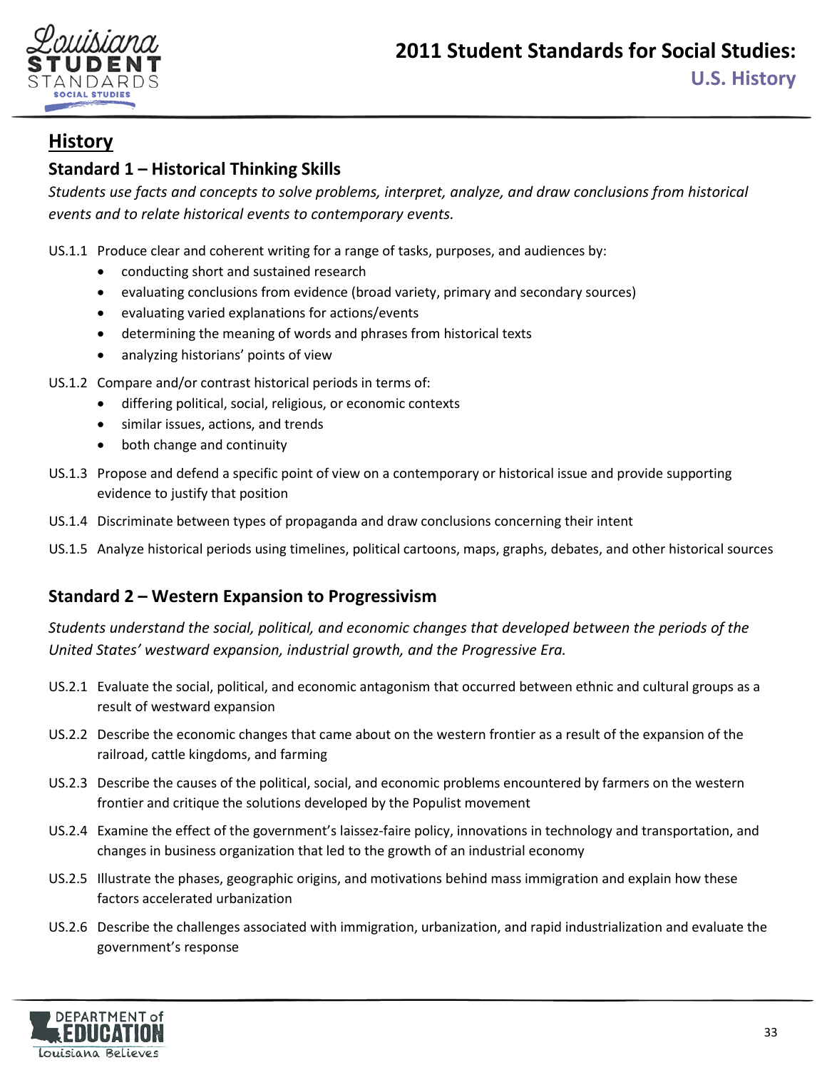## History

### Standard 1 – Historical Thinking Skills

*Students use facts and concepts to solve problems, interpret, analyze, and draw conclusions from historical events and to relate historical events to contemporary events.*

US.1.1 Produce clear and coherent writing for a range of tasks, purposes, and audiences by:
- conducting short and sustained research
- evaluating conclusions from evidence (broad variety, primary and secondary sources)
- evaluating varied explanations for actions/events
- determining the meaning of words and phrases from historical texts
- analyzing historians' points of view

US.1.2 Compare and/or contrast historical periods in terms of:
- differing political, social, religious, or economic contexts
- similar issues, actions, and trends
- both change and continuity

US.1.3 Propose and defend a specific point of view on a contemporary or historical issue and provide supporting evidence to justify that position

US.1.4 Discriminate between types of propaganda and draw conclusions concerning their intent

US.1.5 Analyze historical periods using timelines, political cartoons, maps, graphs, debates, and other historical sources

### Standard 2 – Western Expansion to Progressivism

*Students understand the social, political, and economic changes that developed between the periods of the United States' westward expansion, industrial growth, and the Progressive Era.*

US.2.1 Evaluate the social, political, and economic antagonism that occurred between ethnic and cultural groups as a result of westward expansion

US.2.2 Describe the economic changes that came about on the western frontier as a result of the expansion of the railroad, cattle kingdoms, and farming

US.2.3 Describe the causes of the political, social, and economic problems encountered by farmers on the western frontier and critique the solutions developed by the Populist movement

US.2.4 Examine the effect of the government's laissez-faire policy, innovations in technology and transportation, and changes in business organization that led to the growth of an industrial economy

US.2.5 Illustrate the phases, geographic origins, and motivations behind mass immigration and explain how these factors accelerated urbanization

US.2.6 Describe the challenges associated with immigration, urbanization, and rapid industrialization and evaluate the government's response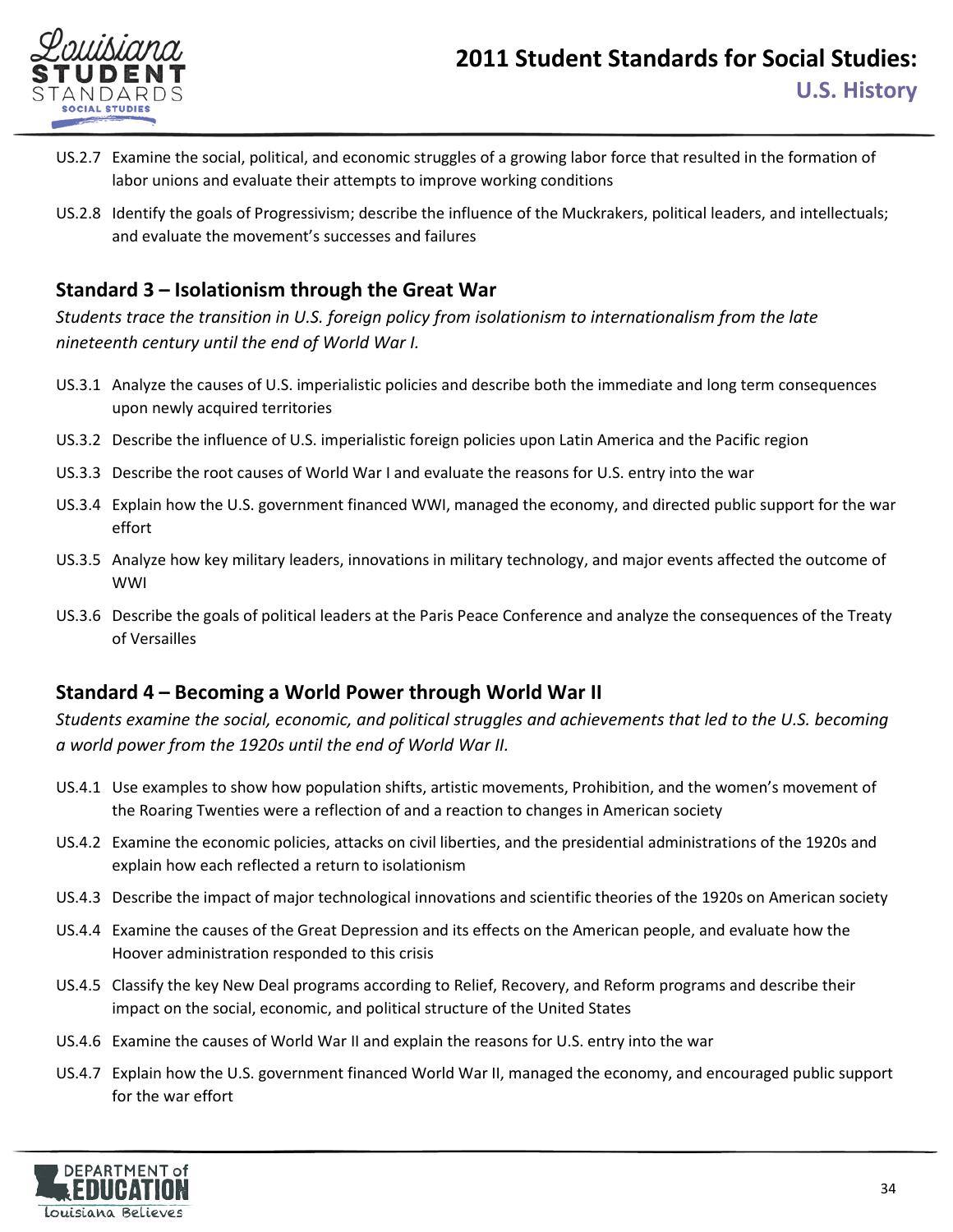US.2.7 Examine the social, political, and economic struggles of a growing labor force that resulted in the formation of labor unions and evaluate their attempts to improve working conditions

US.2.8 Identify the goals of Progressivism; describe the influence of the Muckrakers, political leaders, and intellectuals; and evaluate the movement's successes and failures

## Standard 3 – Isolationism through the Great War

*Students trace the transition in U.S. foreign policy from isolationism to internationalism from the late nineteenth century until the end of World War I.*

US.3.1 Analyze the causes of U.S. imperialistic policies and describe both the immediate and long term consequences upon newly acquired territories

US.3.2 Describe the influence of U.S. imperialistic foreign policies upon Latin America and the Pacific region

US.3.3 Describe the root causes of World War I and evaluate the reasons for U.S. entry into the war

US.3.4 Explain how the U.S. government financed WWI, managed the economy, and directed public support for the war effort

US.3.5 Analyze how key military leaders, innovations in military technology, and major events affected the outcome of WWI

US.3.6 Describe the goals of political leaders at the Paris Peace Conference and analyze the consequences of the Treaty of Versailles

## Standard 4 – Becoming a World Power through World War II

*Students examine the social, economic, and political struggles and achievements that led to the U.S. becoming a world power from the 1920s until the end of World War II.*

US.4.1 Use examples to show how population shifts, artistic movements, Prohibition, and the women's movement of the Roaring Twenties were a reflection of and a reaction to changes in American society

US.4.2 Examine the economic policies, attacks on civil liberties, and the presidential administrations of the 1920s and explain how each reflected a return to isolationism

US.4.3 Describe the impact of major technological innovations and scientific theories of the 1920s on American society

US.4.4 Examine the causes of the Great Depression and its effects on the American people, and evaluate how the Hoover administration responded to this crisis

US.4.5 Classify the key New Deal programs according to Relief, Recovery, and Reform programs and describe their impact on the social, economic, and political structure of the United States

US.4.6 Examine the causes of World War II and explain the reasons for U.S. entry into the war

US.4.7 Explain how the U.S. government financed World War II, managed the economy, and encouraged public support for the war effort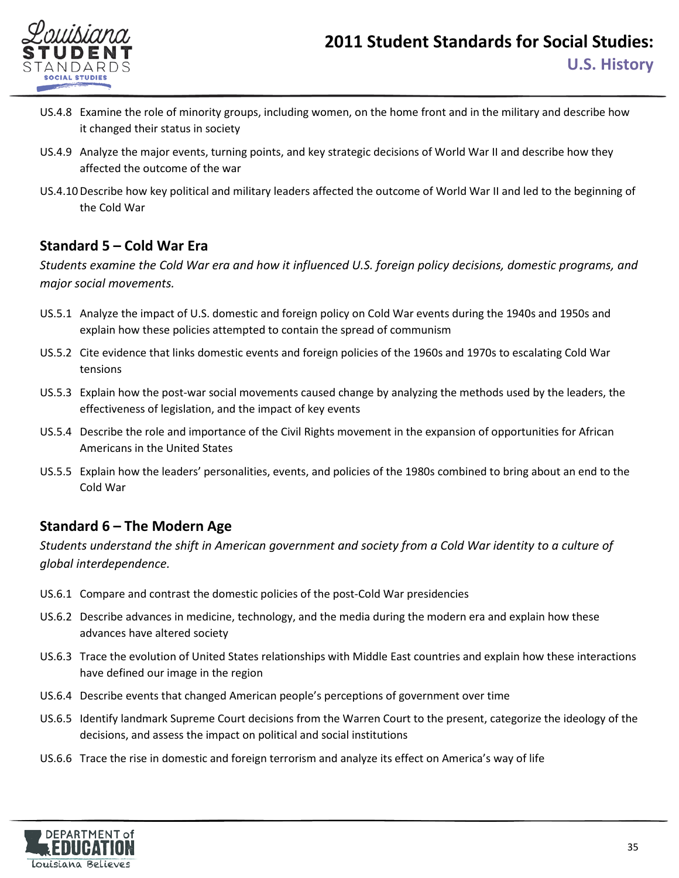US.4.8 Examine the role of minority groups, including women, on the home front and in the military and describe how it changed their status in society

US.4.9 Analyze the major events, turning points, and key strategic decisions of World War II and describe how they affected the outcome of the war

US.4.10 Describe how key political and military leaders affected the outcome of World War II and led to the beginning of the Cold War

## Standard 5 – Cold War Era

*Students examine the Cold War era and how it influenced U.S. foreign policy decisions, domestic programs, and major social movements.*

US.5.1 Analyze the impact of U.S. domestic and foreign policy on Cold War events during the 1940s and 1950s and explain how these policies attempted to contain the spread of communism

US.5.2 Cite evidence that links domestic events and foreign policies of the 1960s and 1970s to escalating Cold War tensions

US.5.3 Explain how the post-war social movements caused change by analyzing the methods used by the leaders, the effectiveness of legislation, and the impact of key events

US.5.4 Describe the role and importance of the Civil Rights movement in the expansion of opportunities for African Americans in the United States

US.5.5 Explain how the leaders' personalities, events, and policies of the 1980s combined to bring about an end to the Cold War

## Standard 6 – The Modern Age

*Students understand the shift in American government and society from a Cold War identity to a culture of global interdependence.*

US.6.1 Compare and contrast the domestic policies of the post-Cold War presidencies

US.6.2 Describe advances in medicine, technology, and the media during the modern era and explain how these advances have altered society

US.6.3 Trace the evolution of United States relationships with Middle East countries and explain how these interactions have defined our image in the region

US.6.4 Describe events that changed American people's perceptions of government over time

US.6.5 Identify landmark Supreme Court decisions from the Warren Court to the present, categorize the ideology of the decisions, and assess the impact on political and social institutions

US.6.6 Trace the rise in domestic and foreign terrorism and analyze its effect on America's way of life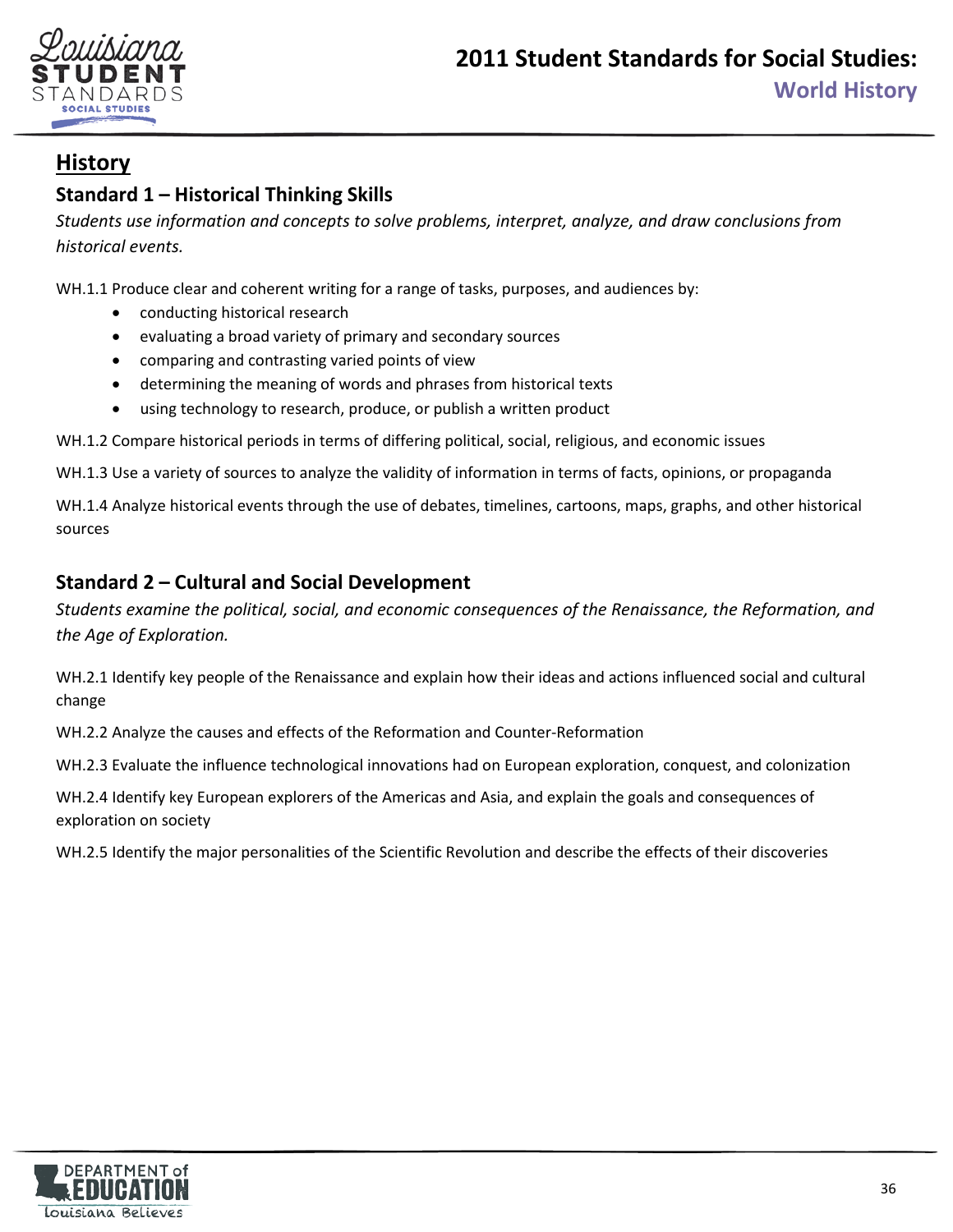## History

### Standard 1 – Historical Thinking Skills

*Students use information and concepts to solve problems, interpret, analyze, and draw conclusions from historical events.*

WH.1.1 Produce clear and coherent writing for a range of tasks, purposes, and audiences by:

- conducting historical research
- evaluating a broad variety of primary and secondary sources
- comparing and contrasting varied points of view
- determining the meaning of words and phrases from historical texts
- using technology to research, produce, or publish a written product

WH.1.2 Compare historical periods in terms of differing political, social, religious, and economic issues

WH.1.3 Use a variety of sources to analyze the validity of information in terms of facts, opinions, or propaganda

WH.1.4 Analyze historical events through the use of debates, timelines, cartoons, maps, graphs, and other historical sources

### Standard 2 – Cultural and Social Development

*Students examine the political, social, and economic consequences of the Renaissance, the Reformation, and the Age of Exploration.*

WH.2.1 Identify key people of the Renaissance and explain how their ideas and actions influenced social and cultural change

WH.2.2 Analyze the causes and effects of the Reformation and Counter-Reformation

WH.2.3 Evaluate the influence technological innovations had on European exploration, conquest, and colonization

WH.2.4 Identify key European explorers of the Americas and Asia, and explain the goals and consequences of exploration on society

WH.2.5 Identify the major personalities of the Scientific Revolution and describe the effects of their discoveries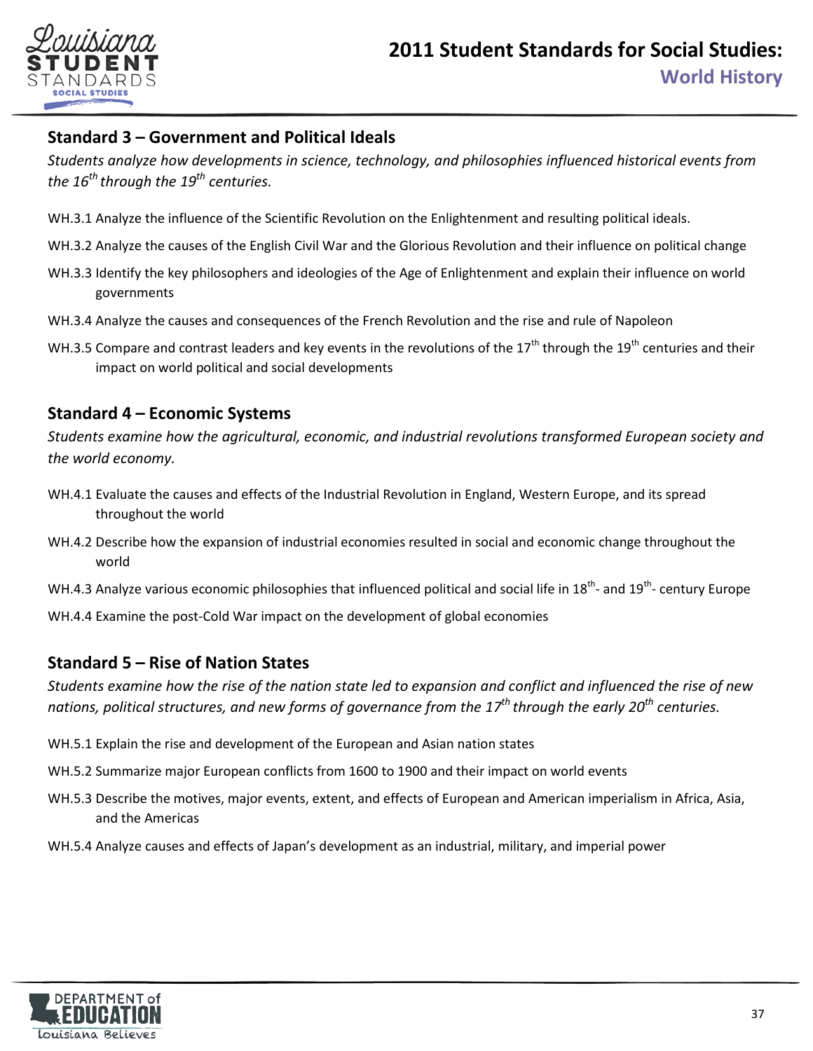## Standard 3 – Government and Political Ideals

*Students analyze how developments in science, technology, and philosophies influenced historical events from the 16th through the 19th centuries.*

WH.3.1 Analyze the influence of the Scientific Revolution on the Enlightenment and resulting political ideals.

WH.3.2 Analyze the causes of the English Civil War and the Glorious Revolution and their influence on political change

WH.3.3 Identify the key philosophers and ideologies of the Age of Enlightenment and explain their influence on world governments

WH.3.4 Analyze the causes and consequences of the French Revolution and the rise and rule of Napoleon

WH.3.5 Compare and contrast leaders and key events in the revolutions of the 17th through the 19th centuries and their impact on world political and social developments

## Standard 4 – Economic Systems

*Students examine how the agricultural, economic, and industrial revolutions transformed European society and the world economy.*

WH.4.1 Evaluate the causes and effects of the Industrial Revolution in England, Western Europe, and its spread throughout the world

WH.4.2 Describe how the expansion of industrial economies resulted in social and economic change throughout the world

WH.4.3 Analyze various economic philosophies that influenced political and social life in 18th- and 19th- century Europe

WH.4.4 Examine the post-Cold War impact on the development of global economies

## Standard 5 – Rise of Nation States

*Students examine how the rise of the nation state led to expansion and conflict and influenced the rise of new nations, political structures, and new forms of governance from the 17th through the early 20th centuries.*

WH.5.1 Explain the rise and development of the European and Asian nation states

WH.5.2 Summarize major European conflicts from 1600 to 1900 and their impact on world events

WH.5.3 Describe the motives, major events, extent, and effects of European and American imperialism in Africa, Asia, and the Americas

WH.5.4 Analyze causes and effects of Japan's development as an industrial, military, and imperial power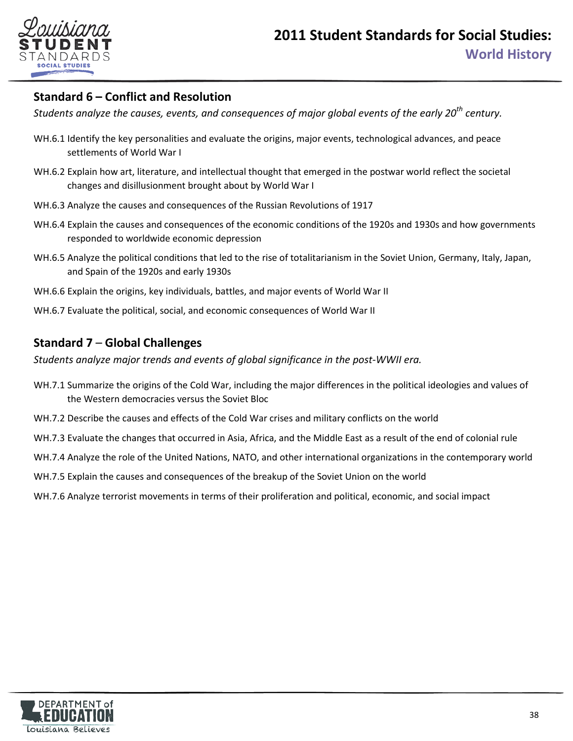## Standard 6 – Conflict and Resolution

*Students analyze the causes, events, and consequences of major global events of the early 20th century.*

WH.6.1 Identify the key personalities and evaluate the origins, major events, technological advances, and peace settlements of World War I

WH.6.2 Explain how art, literature, and intellectual thought that emerged in the postwar world reflect the societal changes and disillusionment brought about by World War I

WH.6.3 Analyze the causes and consequences of the Russian Revolutions of 1917

WH.6.4 Explain the causes and consequences of the economic conditions of the 1920s and 1930s and how governments responded to worldwide economic depression

WH.6.5 Analyze the political conditions that led to the rise of totalitarianism in the Soviet Union, Germany, Italy, Japan, and Spain of the 1920s and early 1930s

WH.6.6 Explain the origins, key individuals, battles, and major events of World War II

WH.6.7 Evaluate the political, social, and economic consequences of World War II

## Standard 7 – Global Challenges

*Students analyze major trends and events of global significance in the post-WWII era.*

WH.7.1 Summarize the origins of the Cold War, including the major differences in the political ideologies and values of the Western democracies versus the Soviet Bloc

WH.7.2 Describe the causes and effects of the Cold War crises and military conflicts on the world

WH.7.3 Evaluate the changes that occurred in Asia, Africa, and the Middle East as a result of the end of colonial rule

WH.7.4 Analyze the role of the United Nations, NATO, and other international organizations in the contemporary world

WH.7.5 Explain the causes and consequences of the breakup of the Soviet Union on the world

WH.7.6 Analyze terrorist movements in terms of their proliferation and political, economic, and social impact